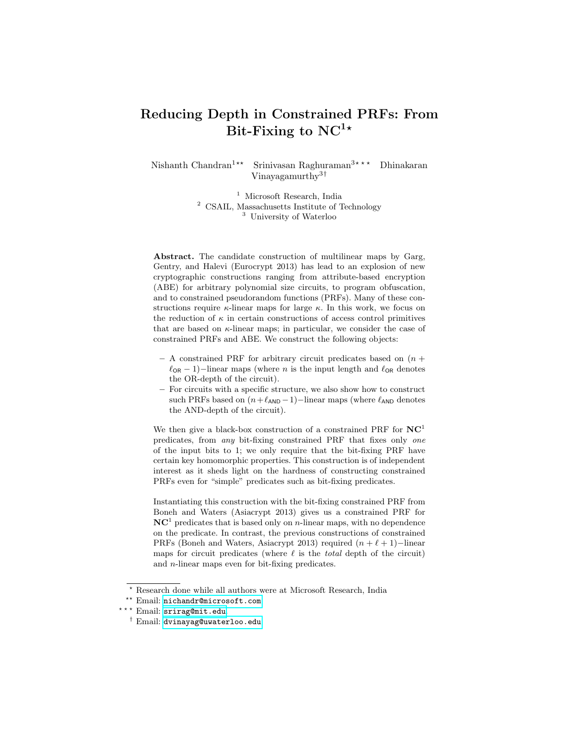# Reducing Depth in Constrained PRFs: From Bit-Fixing to $\mathbf{NC}^1$ [⋆]

Nishanth Chandran[1⋆⋆] Srinivasan Raghuraman[3⋆⋆⋆] Dhinakaran Vinayagamurthy[3†]

[1] Microsoft Research, India
[2] CSAIL, Massachusetts Institute of Technology
[3] University of Waterloo

**Abstract.** The candidate construction of multilinear maps by Garg, Gentry, and Halevi (Eurocrypt 2013) has lead to an explosion of new cryptographic constructions ranging from attribute-based encryption (ABE) for arbitrary polynomial size circuits, to program obfuscation, and to constrained pseudorandom functions (PRFs). Many of these constructions require $\kappa$-linear maps for large $\kappa$. In this work, we focus on the reduction of $\kappa$ in certain constructions of access control primitives that are based on $\kappa$-linear maps; in particular, we consider the case of constrained PRFs and ABE. We construct the following objects:

- A constrained PRF for arbitrary circuit predicates based on $(n + \ell_{\mathsf{OR}} - 1)-$linear maps (where $n$ is the input length and $\ell_{\mathsf{OR}}$ denotes the OR-depth of the circuit).
- For circuits with a specific structure, we also show how to construct such PRFs based on $(n+\ell_{\mathsf{AND}}-1)-$linear maps (where $\ell_{\mathsf{AND}}$ denotes the AND-depth of the circuit).

We then give a black-box construction of a constrained PRF for $\mathbf{NC}^1$ predicates, from *any* bit-fixing constrained PRF that fixes only *one* of the input bits to 1; we only require that the bit-fixing PRF have certain key homomorphic properties. This construction is of independent interest as it sheds light on the hardness of constructing constrained PRFs even for "simple" predicates such as bit-fixing predicates.

Instantiating this construction with the bit-fixing constrained PRF from Boneh and Waters (Asiacrypt 2013) gives us a constrained PRF for $\mathbf{NC}^1$ predicates that is based only on $n$-linear maps, with no dependence on the predicate. In contrast, the previous constructions of constrained PRFs (Boneh and Waters, Asiacrypt 2013) required $(n + \ell + 1)-$linear maps for circuit predicates (where $\ell$ is the *total* depth of the circuit) and $n$-linear maps even for bit-fixing predicates.

---

⋆ Research done while all authors were at Microsoft Research, India
⋆⋆ Email: nichandr@microsoft.com
⋆⋆⋆ Email: srirag@mit.edu
† Email: dvinayag@uwaterloo.edu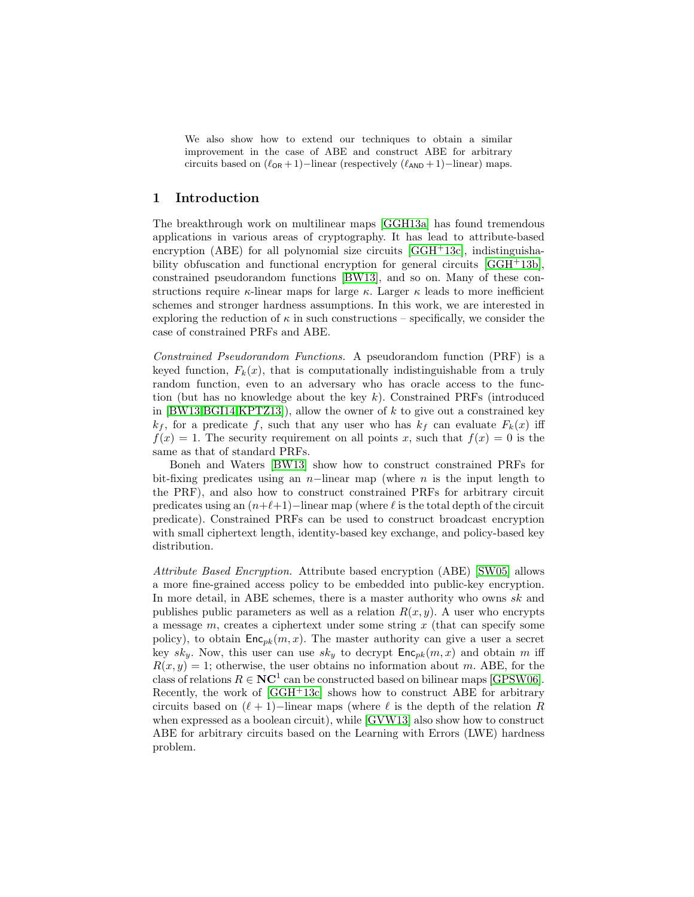We also show how to extend our techniques to obtain a similar improvement in the case of ABE and construct ABE for arbitrary circuits based on $(\ell_{\mathsf{OR}}+1)-$linear (respectively $(\ell_{\mathsf{AND}}+1)-$linear) maps.

## 1 Introduction

The breakthrough work on multilinear maps [GGH13a] has found tremendous applications in various areas of cryptography. It has lead to attribute-based encryption (ABE) for all polynomial size circuits [GGH+13c], indistinguishability obfuscation and functional encryption for general circuits [GGH+13b], constrained pseudorandom functions [BW13], and so on. Many of these constructions require $\kappa$-linear maps for large $\kappa$. Larger $\kappa$ leads to more inefficient schemes and stronger hardness assumptions. In this work, we are interested in exploring the reduction of $\kappa$ in such constructions – specifically, we consider the case of constrained PRFs and ABE.

*Constrained Pseudorandom Functions.* A pseudorandom function (PRF) is a keyed function, $F_k(x)$, that is computationally indistinguishable from a truly random function, even to an adversary who has oracle access to the function (but has no knowledge about the key $k$). Constrained PRFs (introduced in [BW13,BGI14,KPTZ13]), allow the owner of $k$ to give out a constrained key $k_f$, for a predicate $f$, such that any user who has $k_f$ can evaluate $F_k(x)$ iff $f(x) = 1$. The security requirement on all points $x$, such that $f(x) = 0$ is the same as that of standard PRFs.

Boneh and Waters [BW13] show how to construct constrained PRFs for bit-fixing predicates using an $n-$linear map (where $n$ is the input length to the PRF), and also how to construct constrained PRFs for arbitrary circuit predicates using an $(n+\ell+1)-$linear map (where $\ell$ is the total depth of the circuit predicate). Constrained PRFs can be used to construct broadcast encryption with small ciphertext length, identity-based key exchange, and policy-based key distribution.

*Attribute Based Encryption.* Attribute based encryption (ABE) [SW05] allows a more fine-grained access policy to be embedded into public-key encryption. In more detail, in ABE schemes, there is a master authority who owns $sk$ and publishes public parameters as well as a relation $R(x, y)$. A user who encrypts a message $m$, creates a ciphertext under some string $x$ (that can specify some policy), to obtain $\mathsf{Enc}_{pk}(m, x)$. The master authority can give a user a secret key $sk_y$. Now, this user can use $sk_y$ to decrypt $\mathsf{Enc}_{pk}(m, x)$ and obtain $m$ iff $R(x, y) = 1$; otherwise, the user obtains no information about $m$. ABE, for the class of relations $R \in \mathbf{NC}^1$ can be constructed based on bilinear maps [GPSW06]. Recently, the work of [GGH+13c] shows how to construct ABE for arbitrary circuits based on $(\ell + 1)-$linear maps (where $\ell$ is the depth of the relation $R$ when expressed as a boolean circuit), while [GVW13] also show how to construct ABE for arbitrary circuits based on the Learning with Errors (LWE) hardness problem.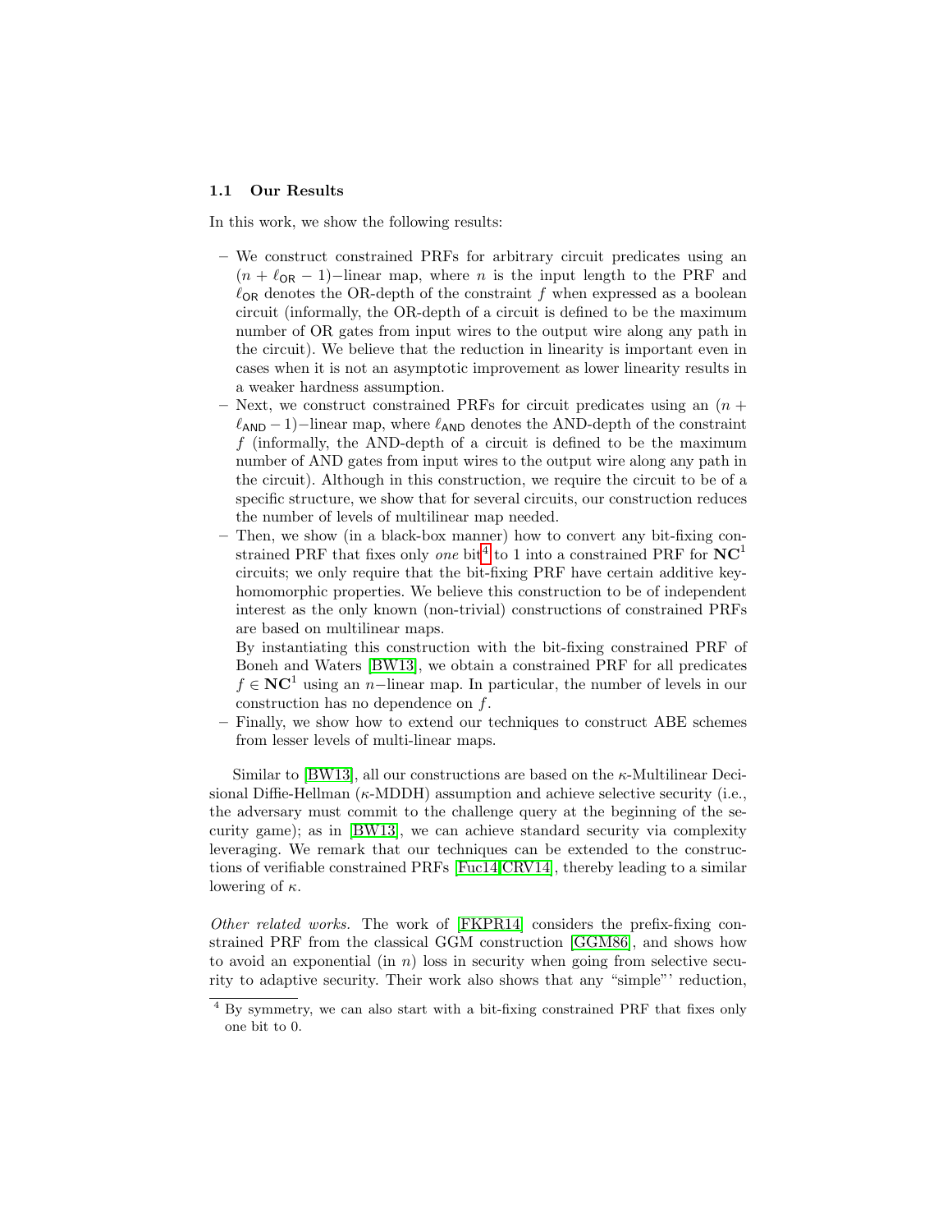### 1.1 Our Results

In this work, we show the following results:

- We construct constrained PRFs for arbitrary circuit predicates using an $(n + \ell_{\mathsf{OR}} - 1)-$linear map, where $n$ is the input length to the PRF and $\ell_{\mathsf{OR}}$ denotes the OR-depth of the constraint $f$ when expressed as a boolean circuit (informally, the OR-depth of a circuit is defined to be the maximum number of OR gates from input wires to the output wire along any path in the circuit). We believe that the reduction in linearity is important even in cases when it is not an asymptotic improvement as lower linearity results in a weaker hardness assumption.
- Next, we construct constrained PRFs for circuit predicates using an $(n + \ell_{\mathsf{AND}} - 1)-$linear map, where $\ell_{\mathsf{AND}}$ denotes the AND-depth of the constraint $f$ (informally, the AND-depth of a circuit is defined to be the maximum number of AND gates from input wires to the output wire along any path in the circuit). Although in this construction, we require the circuit to be of a specific structure, we show that for several circuits, our construction reduces the number of levels of multilinear map needed.
- Then, we show (in a black-box manner) how to convert any bit-fixing constrained PRF that fixes only *one* bit[4] to 1 into a constrained PRF for $\mathbf{NC}^1$ circuits; we only require that the bit-fixing PRF have certain additive key-homomorphic properties. We believe this construction to be of independent interest as the only known (non-trivial) constructions of constrained PRFs are based on multilinear maps.

  By instantiating this construction with the bit-fixing constrained PRF of Boneh and Waters [BW13], we obtain a constrained PRF for all predicates $f \in \mathbf{NC}^1$ using an $n-$linear map. In particular, the number of levels in our construction has no dependence on $f$.
- Finally, we show how to extend our techniques to construct ABE schemes from lesser levels of multi-linear maps.

Similar to [BW13], all our constructions are based on the $\kappa$-Multilinear Decisional Diffie-Hellman ($\kappa$-MDDH) assumption and achieve selective security (i.e., the adversary must commit to the challenge query at the beginning of the security game); as in [BW13], we can achieve standard security via complexity leveraging. We remark that our techniques can be extended to the constructions of verifiable constrained PRFs [Fuc14,CRV14], thereby leading to a similar lowering of $\kappa$.

*Other related works.* The work of [FKPR14] considers the prefix-fixing constrained PRF from the classical GGM construction [GGM86], and shows how to avoid an exponential (in $n$) loss in security when going from selective security to adaptive security. Their work also shows that any "simple"' reduction,

[4] By symmetry, we can also start with a bit-fixing constrained PRF that fixes only one bit to 0.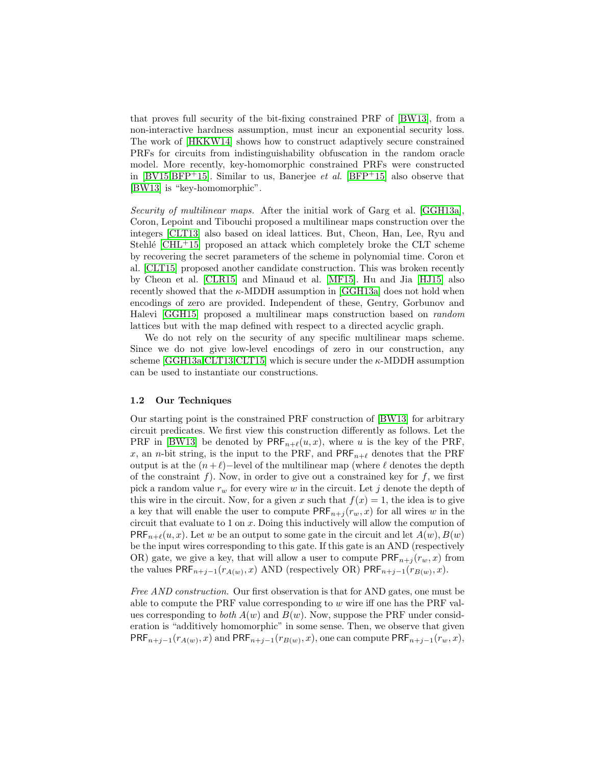that proves full security of the bit-fixing constrained PRF of [BW13], from a non-interactive hardness assumption, must incur an exponential security loss. The work of [HKKW14] shows how to construct adaptively secure constrained PRFs for circuits from indistinguishability obfuscation in the random oracle model. More recently, key-homomorphic constrained PRFs were constructed in [BV15,BFP+15]. Similar to us, Banerjee *et al.* [BFP+15] also observe that [BW13] is "key-homomorphic".

*Security of multilinear maps.* After the initial work of Garg et al. [GGH13a], Coron, Lepoint and Tibouchi proposed a multilinear maps construction over the integers [CLT13] also based on ideal lattices. But, Cheon, Han, Lee, Ryu and Stehlé [CHL+15] proposed an attack which completely broke the CLT scheme by recovering the secret parameters of the scheme in polynomial time. Coron et al. [CLT15] proposed another candidate construction. This was broken recently by Cheon et al. [CLR15] and Minaud et al. [MF15]. Hu and Jia [HJ15] also recently showed that the $\kappa$-MDDH assumption in [GGH13a] does not hold when encodings of zero are provided. Independent of these, Gentry, Gorbunov and Halevi [GGH15] proposed a multilinear maps construction based on *random* lattices but with the map defined with respect to a directed acyclic graph.

We do not rely on the security of any specific multilinear maps scheme. Since we do not give low-level encodings of zero in our construction, any scheme [GGH13a,CLT13,CLT15] which is secure under the $\kappa$-MDDH assumption can be used to instantiate our constructions.

### 1.2 Our Techniques

Our starting point is the constrained PRF construction of [BW13] for arbitrary circuit predicates. We first view this construction differently as follows. Let the PRF in [BW13] be denoted by $\mathsf{PRF}_{n+\ell}(u, x)$, where $u$ is the key of the PRF, $x$, an $n$-bit string, is the input to the PRF, and $\mathsf{PRF}_{n+\ell}$ denotes that the PRF output is at the $(n+\ell)-$level of the multilinear map (where $\ell$ denotes the depth of the constraint $f$). Now, in order to give out a constrained key for $f$, we first pick a random value $r_w$ for every wire $w$ in the circuit. Let $j$ denote the depth of this wire in the circuit. Now, for a given $x$ such that $f(x) = 1$, the idea is to give a key that will enable the user to compute $\mathsf{PRF}_{n+j}(r_w, x)$ for all wires $w$ in the circuit that evaluate to 1 on $x$. Doing this inductively will allow the compution of $\mathsf{PRF}_{n+\ell}(u, x)$. Let $w$ be an output to some gate in the circuit and let $A(w), B(w)$ be the input wires corresponding to this gate. If this gate is an AND (respectively OR) gate, we give a key, that will allow a user to compute $\mathsf{PRF}_{n+j}(r_w, x)$ from the values $\mathsf{PRF}_{n+j-1}(r_{A(w)}, x)$ AND (respectively OR) $\mathsf{PRF}_{n+j-1}(r_{B(w)}, x)$.

*Free AND construction.* Our first observation is that for AND gates, one must be able to compute the PRF value corresponding to $w$ wire iff one has the PRF values corresponding to *both* $A(w)$ and $B(w)$. Now, suppose the PRF under consideration is "additively homomorphic" in some sense. Then, we observe that given $\mathsf{PRF}_{n+j-1}(r_{A(w)}, x)$ and $\mathsf{PRF}_{n+j-1}(r_{B(w)}, x)$, one can compute $\mathsf{PRF}_{n+j-1}(r_w, x)$,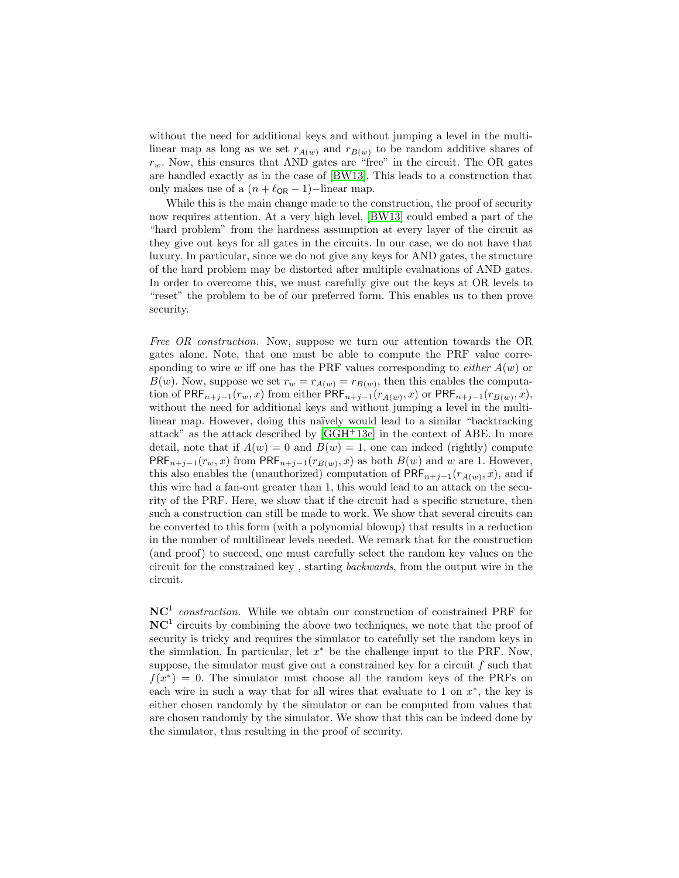without the need for additional keys and without jumping a level in the multilinear map as long as we set $r_{A(w)}$ and $r_{B(w)}$ to be random additive shares of $r_w$. Now, this ensures that AND gates are "free" in the circuit. The OR gates are handled exactly as in the case of [BW13]. This leads to a construction that only makes use of a $(n + \ell_{\mathsf{OR}} - 1)-$linear map.

While this is the main change made to the construction, the proof of security now requires attention. At a very high level, [BW13] could embed a part of the "hard problem" from the hardness assumption at every layer of the circuit as they give out keys for all gates in the circuits. In our case, we do not have that luxury. In particular, since we do not give any keys for AND gates, the structure of the hard problem may be distorted after multiple evaluations of AND gates. In order to overcome this, we must carefully give out the keys at OR levels to "reset" the problem to be of our preferred form. This enables us to then prove security.

*Free OR construction.* Now, suppose we turn our attention towards the OR gates alone. Note, that one must be able to compute the PRF value corresponding to wire $w$ iff one has the PRF values corresponding to *either* $A(w)$ or $B(w)$. Now, suppose we set $r_w = r_{A(w)} = r_{B(w)}$, then this enables the computation of $\mathsf{PRF}_{n+j-1}(r_w, x)$ from either $\mathsf{PRF}_{n+j-1}(r_{A(w)}, x)$ or $\mathsf{PRF}_{n+j-1}(r_{B(w)}, x)$, without the need for additional keys and without jumping a level in the multilinear map. However, doing this naïvely would lead to a similar "backtracking attack" as the attack described by [GGH+13c] in the context of ABE. In more detail, note that if $A(w) = 0$ and $B(w) = 1$, one can indeed (rightly) compute $\mathsf{PRF}_{n+j-1}(r_w, x)$ from $\mathsf{PRF}_{n+j-1}(r_{B(w)}, x)$ as both $B(w)$ and $w$ are 1. However, this also enables the (unauthorized) computation of $\mathsf{PRF}_{n+j-1}(r_{A(w)}, x)$, and if this wire had a fan-out greater than 1, this would lead to an attack on the security of the PRF. Here, we show that if the circuit had a specific structure, then such a construction can still be made to work. We show that several circuits can be converted to this form (with a polynomial blowup) that results in a reduction in the number of multilinear levels needed. We remark that for the construction (and proof) to succeed, one must carefully select the random key values on the circuit for the constrained key , starting *backwards*, from the output wire in the circuit.

**$\mathbf{NC}^1$** *construction.* While we obtain our construction of constrained PRF for $\mathbf{NC}^1$ circuits by combining the above two techniques, we note that the proof of security is tricky and requires the simulator to carefully set the random keys in the simulation. In particular, let $x^*$ be the challenge input to the PRF. Now, suppose, the simulator must give out a constrained key for a circuit $f$ such that $f(x^*) = 0$. The simulator must choose all the random keys of the PRFs on each wire in such a way that for all wires that evaluate to 1 on $x^*$, the key is either chosen randomly by the simulator or can be computed from values that are chosen randomly by the simulator. We show that this can be indeed done by the simulator, thus resulting in the proof of security.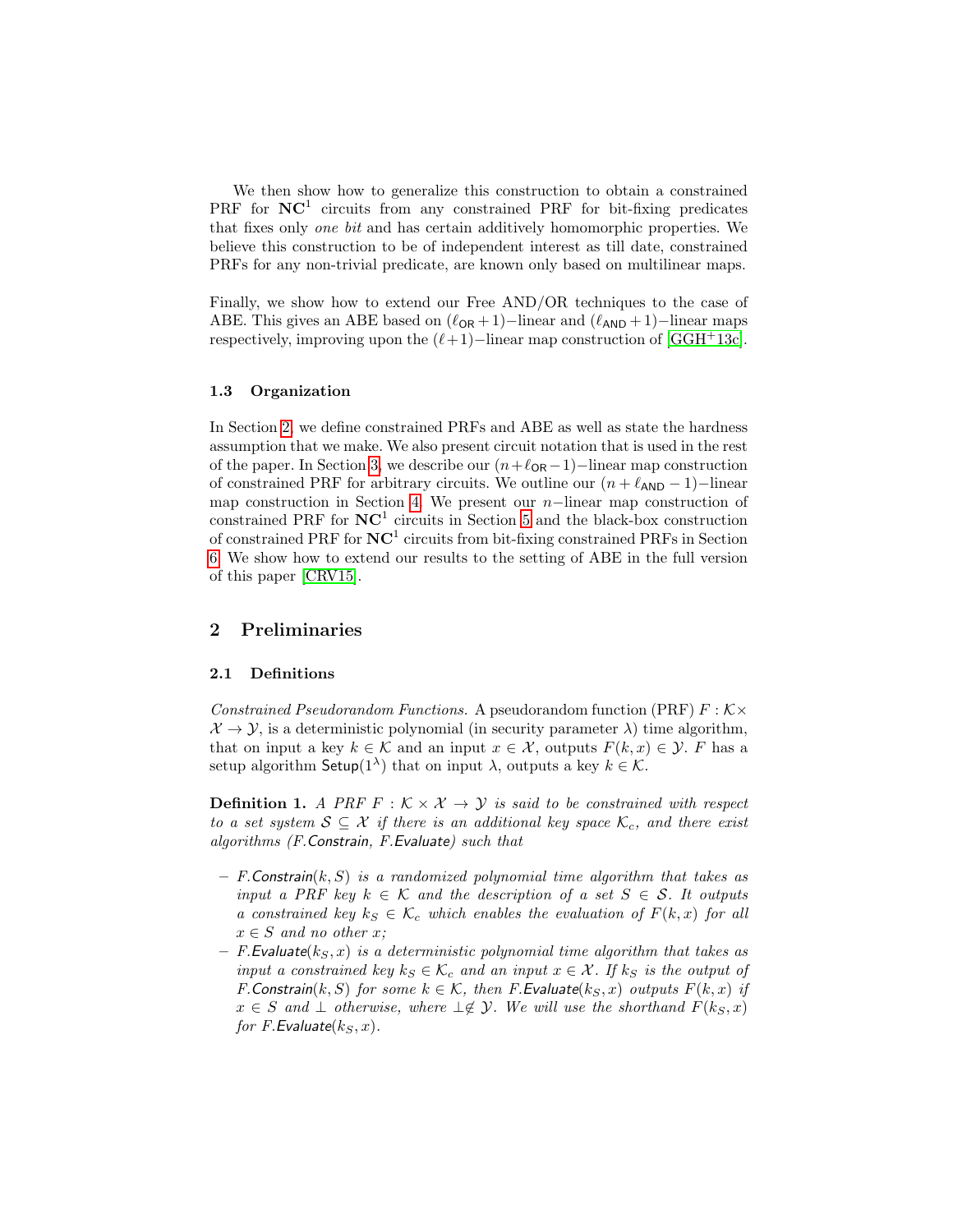We then show how to generalize this construction to obtain a constrained PRF for $\mathbf{NC}^1$ circuits from any constrained PRF for bit-fixing predicates that fixes only *one bit* and has certain additively homomorphic properties. We believe this construction to be of independent interest as till date, constrained PRFs for any non-trivial predicate, are known only based on multilinear maps.

Finally, we show how to extend our Free AND/OR techniques to the case of ABE. This gives an ABE based on $(\ell_{\mathsf{OR}}+1)-$linear and $(\ell_{\mathsf{AND}}+1)-$linear maps respectively, improving upon the $(\ell+1)-$linear map construction of [GGH+13c].

### 1.3 Organization

In Section 2, we define constrained PRFs and ABE as well as state the hardness assumption that we make. We also present circuit notation that is used in the rest of the paper. In Section 3, we describe our $(n+\ell_{\mathsf{OR}}-1)-$linear map construction of constrained PRF for arbitrary circuits. We outline our $(n+\ell_{\mathsf{AND}}-1)-$linear map construction in Section 4. We present our $n-$linear map construction of constrained PRF for $\mathbf{NC}^1$ circuits in Section 5 and the black-box construction of constrained PRF for $\mathbf{NC}^1$ circuits from bit-fixing constrained PRFs in Section 6. We show how to extend our results to the setting of ABE in the full version of this paper [CRV15].

## 2 Preliminaries

### 2.1 Definitions

*Constrained Pseudorandom Functions.* A pseudorandom function (PRF) $F : \mathcal{K} \times \mathcal{X} \rightarrow \mathcal{Y}$, is a deterministic polynomial (in security parameter $\lambda$) time algorithm, that on input a key $k \in \mathcal{K}$ and an input $x \in \mathcal{X}$, outputs $F(k, x) \in \mathcal{Y}$. $F$ has a setup algorithm $\mathsf{Setup}(1^\lambda)$ that on input $\lambda$, outputs a key $k \in \mathcal{K}$.

**Definition 1.** *A PRF $F : \mathcal{K} \times \mathcal{X} \rightarrow \mathcal{Y}$ is said to be constrained with respect to a set system $\mathcal{S} \subseteq \mathcal{X}$ if there is an additional key space $\mathcal{K}_c$, and there exist algorithms ($F.\mathsf{Constrain}$, $F.\mathsf{Evaluate}$) such that*

- *$F.\mathsf{Constrain}(k, S)$ is a randomized polynomial time algorithm that takes as input a PRF key $k \in \mathcal{K}$ and the description of a set $S \in \mathcal{S}$. It outputs a constrained key $k_S \in \mathcal{K}_c$ which enables the evaluation of $F(k, x)$ for all $x \in S$ and no other $x$;*
- *$F.\mathsf{Evaluate}(k_S, x)$ is a deterministic polynomial time algorithm that takes as input a constrained key $k_S \in \mathcal{K}_c$ and an input $x \in \mathcal{X}$. If $k_S$ is the output of $F.\mathsf{Constrain}(k, S)$ for some $k \in \mathcal{K}$, then $F.\mathsf{Evaluate}(k_S, x)$ outputs $F(k, x)$ if $x \in S$ and $\perp$ otherwise, where $\perp \notin \mathcal{Y}$. We will use the shorthand $F(k_S, x)$ for $F.\mathsf{Evaluate}(k_S, x)$.*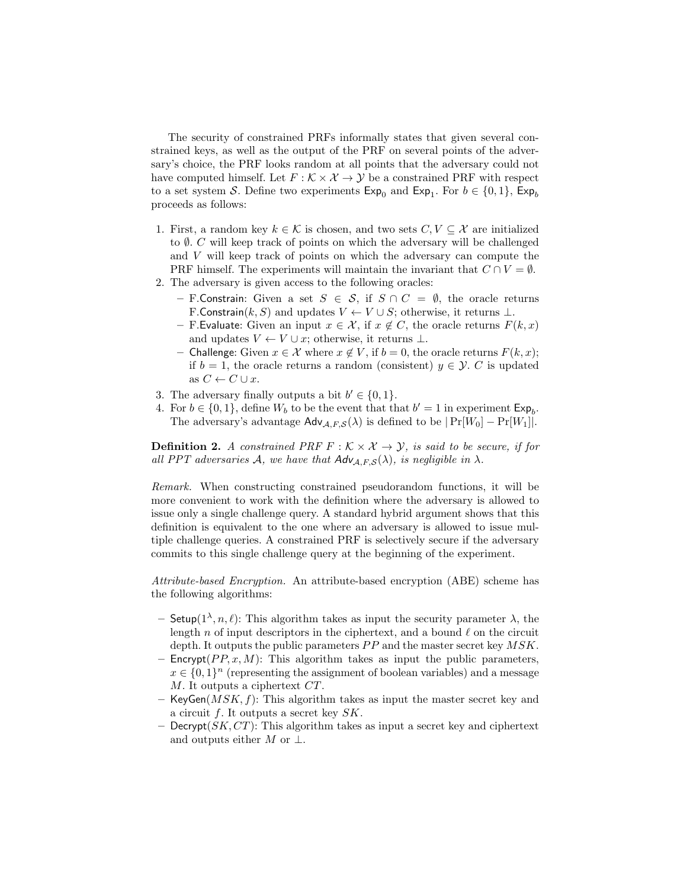The security of constrained PRFs informally states that given several constrained keys, as well as the output of the PRF on several points of the adversary's choice, the PRF looks random at all points that the adversary could not have computed himself. Let $F : \mathcal{K} \times \mathcal{X} \to \mathcal{Y}$ be a constrained PRF with respect to a set system $\mathcal{S}$. Define two experiments $\mathsf{Exp}_0$ and $\mathsf{Exp}_1$. For $b \in \{0, 1\}$, $\mathsf{Exp}_b$ proceeds as follows:

1. First, a random key $k \in \mathcal{K}$ is chosen, and two sets $C, V \subseteq \mathcal{X}$ are initialized to $\emptyset$. $C$ will keep track of points on which the adversary will be challenged and $V$ will keep track of points on which the adversary can compute the PRF himself. The experiments will maintain the invariant that $C \cap V = \emptyset$.
2. The adversary is given access to the following oracles:
   - F.Constrain: Given a set $S \in \mathcal{S}$, if $S \cap C = \emptyset$, the oracle returns $\mathsf{F.Constrain}(k, S)$ and updates $V \leftarrow V \cup S$; otherwise, it returns $\perp$.
   - F.Evaluate: Given an input $x \in \mathcal{X}$, if $x \notin C$, the oracle returns $F(k, x)$ and updates $V \leftarrow V \cup x$; otherwise, it returns $\perp$.
   - Challenge: Given $x \in \mathcal{X}$ where $x \notin V$, if $b = 0$, the oracle returns $F(k, x)$; if $b = 1$, the oracle returns a random (consistent) $y \in \mathcal{Y}$. $C$ is updated as $C \leftarrow C \cup x$.
3. The adversary finally outputs a bit $b' \in \{0, 1\}$.
4. For $b \in \{0, 1\}$, define $W_b$ to be the event that that $b' = 1$ in experiment $\mathsf{Exp}_b$. The adversary's advantage $\mathsf{Adv}_{\mathcal{A},F,\mathcal{S}}(\lambda)$ is defined to be $|\Pr[W_0] - \Pr[W_1]|$.

**Definition 2.** *A constrained PRF $F : \mathcal{K} \times \mathcal{X} \to \mathcal{Y}$, is said to be secure, if for all PPT adversaries $\mathcal{A}$, we have that $\mathsf{Adv}_{\mathcal{A},F,\mathcal{S}}(\lambda)$, is negligible in $\lambda$.*

*Remark.* When constructing constrained pseudorandom functions, it will be more convenient to work with the definition where the adversary is allowed to issue only a single challenge query. A standard hybrid argument shows that this definition is equivalent to the one where an adversary is allowed to issue multiple challenge queries. A constrained PRF is selectively secure if the adversary commits to this single challenge query at the beginning of the experiment.

*Attribute-based Encryption.* An attribute-based encryption (ABE) scheme has the following algorithms:

- $\mathsf{Setup}(1^\lambda, n, \ell)$: This algorithm takes as input the security parameter $\lambda$, the length $n$ of input descriptors in the ciphertext, and a bound $\ell$ on the circuit depth. It outputs the public parameters $PP$ and the master secret key $MSK$.
- $\mathsf{Encrypt}(PP, x, M)$: This algorithm takes as input the public parameters, $x \in \{0, 1\}^n$ (representing the assignment of boolean variables) and a message $M$. It outputs a ciphertext $CT$.
- $\mathsf{KeyGen}(MSK, f)$: This algorithm takes as input the master secret key and a circuit $f$. It outputs a secret key $SK$.
- $\mathsf{Decrypt}(SK, CT)$: This algorithm takes as input a secret key and ciphertext and outputs either $M$ or $\perp$.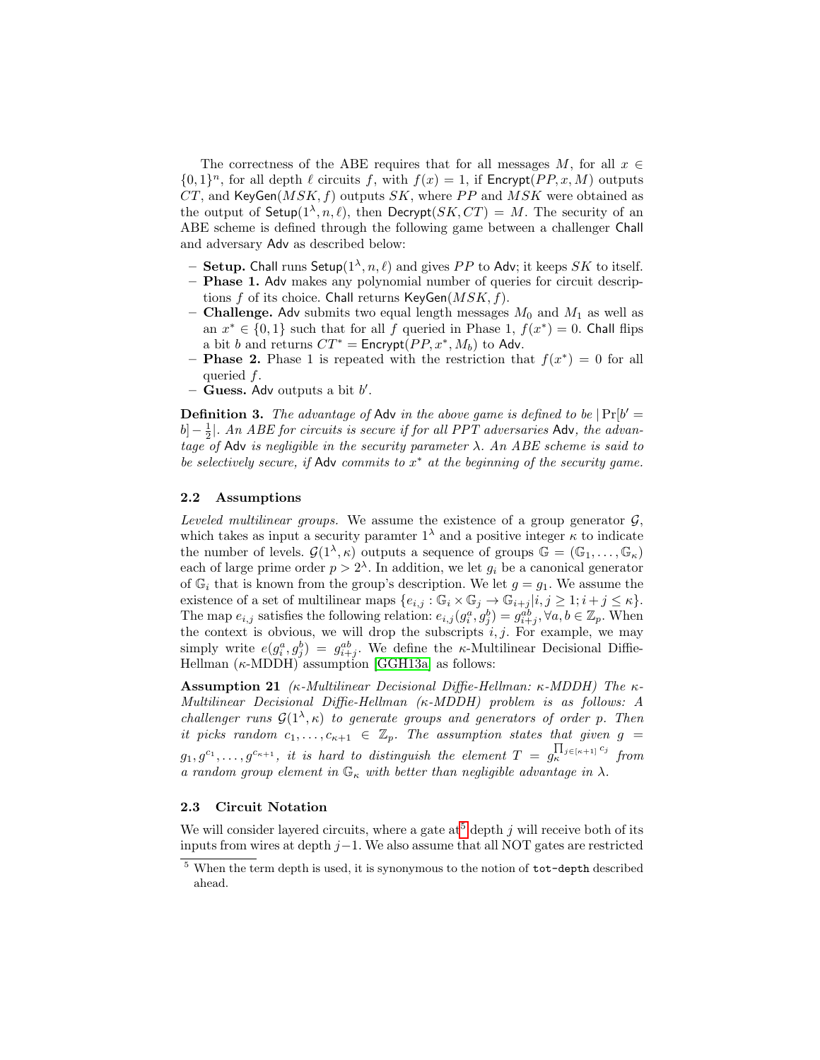The correctness of the ABE requires that for all messages $M$, for all $x \in \{0,1\}^n$, for all depth $\ell$ circuits $f$, with $f(x) = 1$, if $\mathsf{Encrypt}(PP, x, M)$ outputs $CT$, and $\mathsf{KeyGen}(MSK, f)$ outputs $SK$, where $PP$ and $MSK$ were obtained as the output of $\mathsf{Setup}(1^\lambda, n, \ell)$, then $\mathsf{Decrypt}(SK, CT) = M$. The security of an ABE scheme is defined through the following game between a challenger Chall and adversary Adv as described below:

- **Setup.** Chall runs $\mathsf{Setup}(1^\lambda, n, \ell)$ and gives $PP$ to Adv; it keeps $SK$ to itself.
- **Phase 1.** Adv makes any polynomial number of queries for circuit descriptions $f$ of its choice. Chall returns $\mathsf{KeyGen}(MSK, f)$.
- **Challenge.** Adv submits two equal length messages $M_0$ and $M_1$ as well as an $x^* \in \{0,1\}$ such that for all $f$ queried in Phase 1, $f(x^*) = 0$. Chall flips a bit $b$ and returns $CT^* = \mathsf{Encrypt}(PP, x^*, M_b)$ to Adv.
- **Phase 2.** Phase 1 is repeated with the restriction that $f(x^*) = 0$ for all queried $f$.
- **Guess.** Adv outputs a bit $b'$.

**Definition 3.** *The advantage of* Adv *in the above game is defined to be* $|\Pr[b' = b] - \frac{1}{2}|$. *An ABE for circuits is secure if for all PPT adversaries* Adv*, the advantage of* Adv *is negligible in the security parameter* $\lambda$. *An ABE scheme is said to be selectively secure, if* Adv *commits to* $x^*$ *at the beginning of the security game.*

### 2.2 Assumptions

*Leveled multilinear groups.* We assume the existence of a group generator $\mathcal{G}$, which takes as input a security paramter $1^\lambda$ and a positive integer $\kappa$ to indicate the number of levels. $\mathcal{G}(1^\lambda, \kappa)$ outputs a sequence of groups $\mathbb{G} = (\mathbb{G}_1, \ldots, \mathbb{G}_\kappa)$ each of large prime order $p > 2^\lambda$. In addition, we let $g_i$ be a canonical generator of $\mathbb{G}_i$ that is known from the group's description. We let $g = g_1$. We assume the existence of a set of multilinear maps $\{e_{i,j} : \mathbb{G}_i \times \mathbb{G}_j \to \mathbb{G}_{i+j} | i, j \geq 1; i + j \leq \kappa\}$. The map $e_{i,j}$ satisfies the following relation: $e_{i,j}(g_i^a, g_j^b) = g_{i+j}^{ab}, \forall a, b \in \mathbb{Z}_p$. When the context is obvious, we will drop the subscripts $i, j$. For example, we may simply write $e(g_i^a, g_j^b) = g_{i+j}^{ab}$. We define the $\kappa$-Multilinear Decisional Diffie-Hellman ($\kappa$-MDDH) assumption [GGH13a] as follows:

**Assumption 21** *($\kappa$-Multilinear Decisional Diffie-Hellman: $\kappa$-MDDH) The $\kappa$-Multilinear Decisional Diffie-Hellman ($\kappa$-MDDH) problem is as follows: A challenger runs $\mathcal{G}(1^\lambda, \kappa)$ to generate groups and generators of order $p$. Then it picks random $c_1, \ldots, c_{\kappa+1} \in \mathbb{Z}_p$. The assumption states that given $g = g_1, g^{c_1}, \ldots, g^{c_{\kappa+1}}$, it is hard to distinguish the element $T = g_\kappa^{\prod_{j \in [\kappa+1]} c_j}$ from a random group element in $\mathbb{G}_\kappa$ with better than negligible advantage in $\lambda$.*

### 2.3 Circuit Notation

We will consider layered circuits, where a gate at[5] depth $j$ will receive both of its inputs from wires at depth $j-1$. We also assume that all NOT gates are restricted

[5] When the term depth is used, it is synonymous to the notion of `tot-depth` described ahead.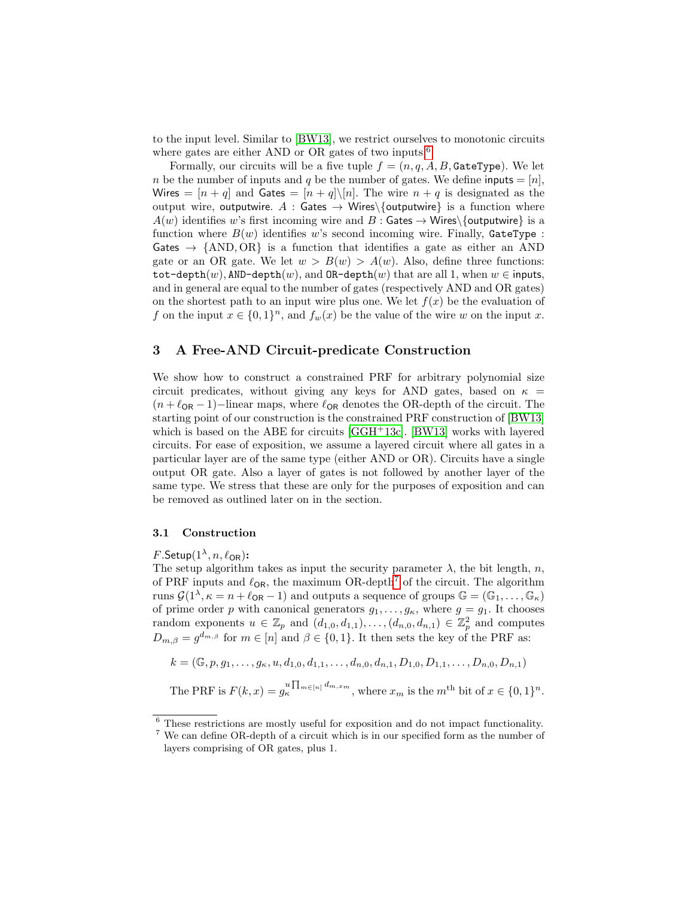to the input level. Similar to [BW13], we restrict ourselves to monotonic circuits where gates are either AND or OR gates of two inputs.[6]

Formally, our circuits will be a five tuple $f = (n, q, A, B, \texttt{GateType})$. We let $n$ be the number of inputs and $q$ be the number of gates. We define $\mathsf{inputs} = [n]$, $\mathsf{Wires} = [n+q]$ and $\mathsf{Gates} = [n+q] \backslash [n]$. The wire $n+q$ is designated as the output wire, $\mathsf{outputwire}$. $A : \mathsf{Gates} \rightarrow \mathsf{Wires} \backslash \{\mathsf{outputwire}\}$ is a function where $A(w)$ identifies $w$'s first incoming wire and $B : \mathsf{Gates} \rightarrow \mathsf{Wires} \backslash \{\mathsf{outputwire}\}$ is a function where $B(w)$ identifies $w$'s second incoming wire. Finally, $\texttt{GateType} : \mathsf{Gates} \rightarrow \{\text{AND}, \text{OR}\}$ is a function that identifies a gate as either an AND gate or an OR gate. We let $w > B(w) > A(w)$. Also, define three functions: $\texttt{tot-depth}(w)$, $\texttt{AND-depth}(w)$, and $\texttt{OR-depth}(w)$ that are all 1, when $w \in \mathsf{inputs}$, and in general are equal to the number of gates (respectively AND and OR gates) on the shortest path to an input wire plus one. We let $f(x)$ be the evaluation of $f$ on the input $x \in \{0,1\}^n$, and $f_w(x)$ be the value of the wire $w$ on the input $x$.

## 3 A Free-AND Circuit-predicate Construction

We show how to construct a constrained PRF for arbitrary polynomial size circuit predicates, without giving any keys for AND gates, based on $\kappa = (n + \ell_{\mathsf{OR}} - 1)-$linear maps, where $\ell_{\mathsf{OR}}$ denotes the OR-depth of the circuit. The starting point of our construction is the constrained PRF construction of [BW13] which is based on the ABE for circuits [GGH+13c]. [BW13] works with layered circuits. For ease of exposition, we assume a layered circuit where all gates in a particular layer are of the same type (either AND or OR). Circuits have a single output OR gate. Also a layer of gates is not followed by another layer of the same type. We stress that these are only for the purposes of exposition and can be removed as outlined later on in the section.

### 3.1 Construction

**$F.\mathsf{Setup}(1^\lambda, n, \ell_{\mathsf{OR}})$:**
The setup algorithm takes as input the security parameter $\lambda$, the bit length, $n$, of PRF inputs and $\ell_{\mathsf{OR}}$, the maximum OR-depth[7] of the circuit. The algorithm runs $\mathcal{G}(1^\lambda, \kappa = n + \ell_{\mathsf{OR}} - 1)$ and outputs a sequence of groups $\mathbb{G} = (\mathbb{G}_1, \ldots, \mathbb{G}_\kappa)$ of prime order $p$ with canonical generators $g_1, \ldots, g_\kappa$, where $g = g_1$. It chooses random exponents $u \in \mathbb{Z}_p$ and $(d_{1,0}, d_{1,1}), \ldots, (d_{n,0}, d_{n,1}) \in \mathbb{Z}_p^2$ and computes $D_{m,\beta} = g^{d_{m,\beta}}$ for $m \in [n]$ and $\beta \in \{0,1\}$. It then sets the key of the PRF as:

$$k = (\mathbb{G}, p, g_1, \ldots, g_\kappa, u, d_{1,0}, d_{1,1}, \ldots, d_{n,0}, d_{n,1}, D_{1,0}, D_{1,1}, \ldots, D_{n,0}, D_{n,1})$$

The PRF is $F(k, x) = g_\kappa^{u \prod_{m \in [n]} d_{m,x_m}}$, where $x_m$ is the $m^{\text{th}}$ bit of $x \in \{0,1\}^n$.

---

[6] These restrictions are mostly useful for exposition and do not impact functionality.

[7] We can define OR-depth of a circuit which is in our specified form as the number of layers comprising of OR gates, plus 1.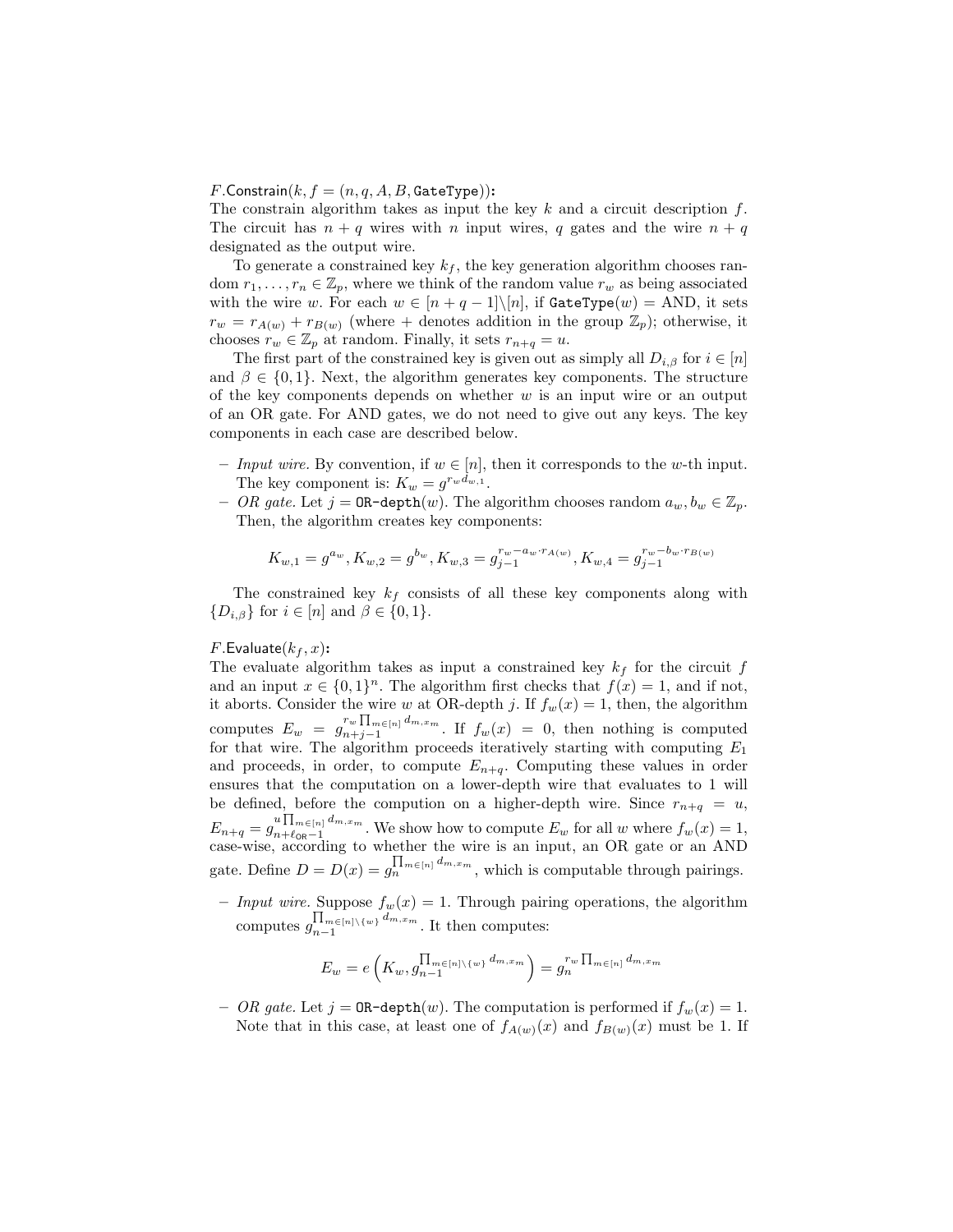**$F$.Constrain($k, f = (n, q, A, B, \texttt{GateType})$):**
The constrain algorithm takes as input the key $k$ and a circuit description $f$. The circuit has $n + q$ wires with $n$ input wires, $q$ gates and the wire $n + q$ designated as the output wire.

To generate a constrained key $k_f$, the key generation algorithm chooses random $r_1, \ldots, r_n \in \mathbb{Z}_p$, where we think of the random value $r_w$ as being associated with the wire $w$. For each $w \in [n + q - 1] \backslash [n]$, if $\texttt{GateType}(w) = \text{AND}$, it sets $r_w = r_{A(w)} + r_{B(w)}$ (where $+$ denotes addition in the group $\mathbb{Z}_p$); otherwise, it chooses $r_w \in \mathbb{Z}_p$ at random. Finally, it sets $r_{n+q} = u$.

The first part of the constrained key is given out as simply all $D_{i,\beta}$ for $i \in [n]$ and $\beta \in \{0, 1\}$. Next, the algorithm generates key components. The structure of the key components depends on whether $w$ is an input wire or an output of an OR gate. For AND gates, we do not need to give out any keys. The key components in each case are described below.

- *Input wire.* By convention, if $w \in [n]$, then it corresponds to the $w$-th input. The key component is: $K_w = g^{r_w d_{w,1}}$.
- *OR gate.* Let $j = \texttt{OR-depth}(w)$. The algorithm chooses random $a_w, b_w \in \mathbb{Z}_p$. Then, the algorithm creates key components:

$$K_{w,1} = g^{a_w}, K_{w,2} = g^{b_w}, K_{w,3} = g_{j-1}^{r_w - a_w \cdot r_{A(w)}}, K_{w,4} = g_{j-1}^{r_w - b_w \cdot r_{B(w)}}$$

The constrained key $k_f$ consists of all these key components along with $\{D_{i,\beta}\}$ for $i \in [n]$ and $\beta \in \{0, 1\}$.

**$F$.Evaluate($k_f, x$):**
The evaluate algorithm takes as input a constrained key $k_f$ for the circuit $f$ and an input $x \in \{0, 1\}^n$. The algorithm first checks that $f(x) = 1$, and if not, it aborts. Consider the wire $w$ at OR-depth $j$. If $f_w(x) = 1$, then, the algorithm computes $E_w = g_{n+j-1}^{r_w \prod_{m \in [n]} d_{m,x_m}}$. If $f_w(x) = 0$, then nothing is computed for that wire. The algorithm proceeds iteratively starting with computing $E_1$ and proceeds, in order, to compute $E_{n+q}$. Computing these values in order ensures that the computation on a lower-depth wire that evaluates to 1 will be defined, before the compution on a higher-depth wire. Since $r_{n+q} = u$, $E_{n+q} = g_{n+\ell_{\mathsf{OR}}-1}^{u \prod_{m \in [n]} d_{m,x_m}}$. We show how to compute $E_w$ for all $w$ where $f_w(x) = 1$, case-wise, according to whether the wire is an input, an OR gate or an AND gate. Define $D = D(x) = g_n^{\prod_{m \in [n]} d_{m,x_m}}$, which is computable through pairings.

- *Input wire.* Suppose $f_w(x) = 1$. Through pairing operations, the algorithm computes $g_{n-1}^{\prod_{m \in [n] \backslash \{w\}} d_{m,x_m}}$. It then computes:

$$E_w = e\left(K_w, g_{n-1}^{\prod_{m \in [n] \backslash \{w\}} d_{m,x_m}}\right) = g_n^{r_w \prod_{m \in [n]} d_{m,x_m}}$$

- *OR gate.* Let $j = \texttt{OR-depth}(w)$. The computation is performed if $f_w(x) = 1$. Note that in this case, at least one of $f_{A(w)}(x)$ and $f_{B(w)}(x)$ must be 1. If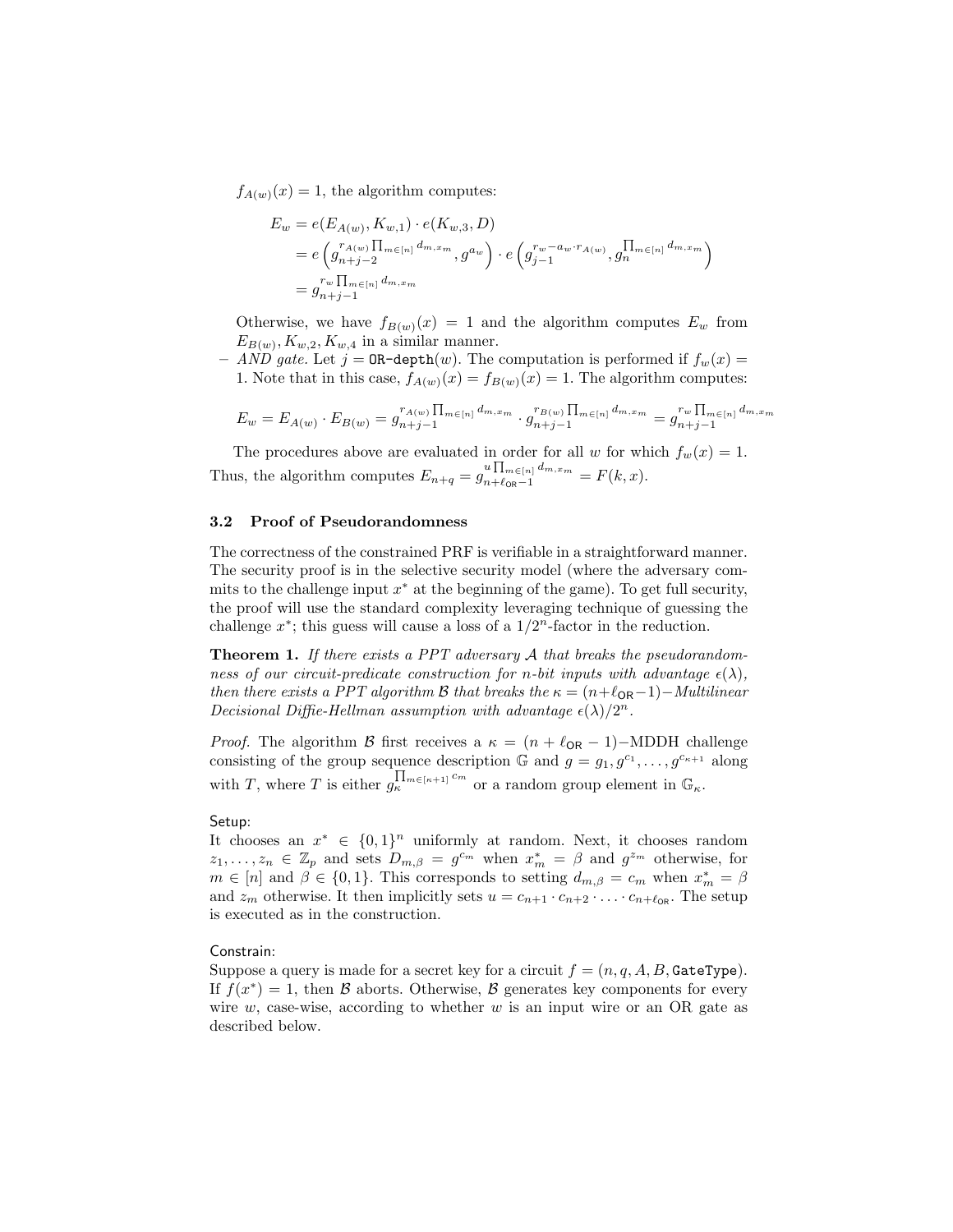$f_{A(w)}(x) = 1$, the algorithm computes:

$$
\begin{aligned}
E_w &= e(E_{A(w)}, K_{w,1}) \cdot e(K_{w,3}, D) \\
&= e\left(g_{n+j-2}^{r_{A(w)} \prod_{m \in [n]} d_{m,x_m}}, g^{a_w}\right) \cdot e\left(g_{j-1}^{r_w - a_w \cdot r_{A(w)}}, g_n^{\prod_{m \in [n]} d_{m,x_m}}\right) \\
&= g_{n+j-1}^{r_w \prod_{m \in [n]} d_{m,x_m}}
\end{aligned}
$$

Otherwise, we have $f_{B(w)}(x) = 1$ and the algorithm computes $E_w$ from $E_{B(w)}, K_{w,2}, K_{w,4}$ in a similar manner.

– *AND gate.* Let $j = \texttt{OR-depth}(w)$. The computation is performed if $f_w(x) = 1$. Note that in this case, $f_{A(w)}(x) = f_{B(w)}(x) = 1$. The algorithm computes:

$$
E_w = E_{A(w)} \cdot E_{B(w)} = g_{n+j-1}^{r_{A(w)} \prod_{m \in [n]} d_{m,x_m}} \cdot g_{n+j-1}^{r_{B(w)} \prod_{m \in [n]} d_{m,x_m}} = g_{n+j-1}^{r_w \prod_{m \in [n]} d_{m,x_m}}
$$

The procedures above are evaluated in order for all $w$ for which $f_w(x) = 1$. Thus, the algorithm computes $E_{n+q} = g_{n+\ell_{\mathsf{OR}}-1}^{u \prod_{m \in [n]} d_{m,x_m}} = F(k, x)$.

### 3.2 Proof of Pseudorandomness

The correctness of the constrained PRF is verifiable in a straightforward manner. The security proof is in the selective security model (where the adversary commits to the challenge input $x^*$ at the beginning of the game). To get full security, the proof will use the standard complexity leveraging technique of guessing the challenge $x^*$; this guess will cause a loss of a $1/2^n$-factor in the reduction.

**Theorem 1.** *If there exists a PPT adversary $\mathcal{A}$ that breaks the pseudorandomness of our circuit-predicate construction for $n$-bit inputs with advantage $\epsilon(\lambda)$, then there exists a PPT algorithm $\mathcal{B}$ that breaks the $\kappa = (n+\ell_{\mathsf{OR}}-1)-$Multilinear Decisional Diffie-Hellman assumption with advantage $\epsilon(\lambda)/2^n$.*

*Proof.* The algorithm $\mathcal{B}$ first receives a $\kappa = (n + \ell_{\mathsf{OR}} - 1)-$MDDH challenge consisting of the group sequence description $\mathbb{G}$ and $g = g_1, g^{c_1}, \ldots, g^{c_{\kappa+1}}$ along with $T$, where $T$ is either $g_\kappa^{\prod_{m \in [\kappa+1]} c_m}$ or a random group element in $\mathbb{G}_\kappa$.

Setup:
It chooses an $x^* \in \{0,1\}^n$ uniformly at random. Next, it chooses random $z_1, \ldots, z_n \in \mathbb{Z}_p$ and sets $D_{m,\beta} = g^{c_m}$ when $x^*_m = \beta$ and $g^{z_m}$ otherwise, for $m \in [n]$ and $\beta \in \{0,1\}$. This corresponds to setting $d_{m,\beta} = c_m$ when $x^*_m = \beta$ and $z_m$ otherwise. It then implicitly sets $u = c_{n+1} \cdot c_{n+2} \cdot \ldots \cdot c_{n+\ell_{\mathsf{OR}}}$. The setup is executed as in the construction.

Constrain:
Suppose a query is made for a secret key for a circuit $f = (n, q, A, B, \texttt{GateType})$. If $f(x^*) = 1$, then $\mathcal{B}$ aborts. Otherwise, $\mathcal{B}$ generates key components for every wire $w$, case-wise, according to whether $w$ is an input wire or an OR gate as described below.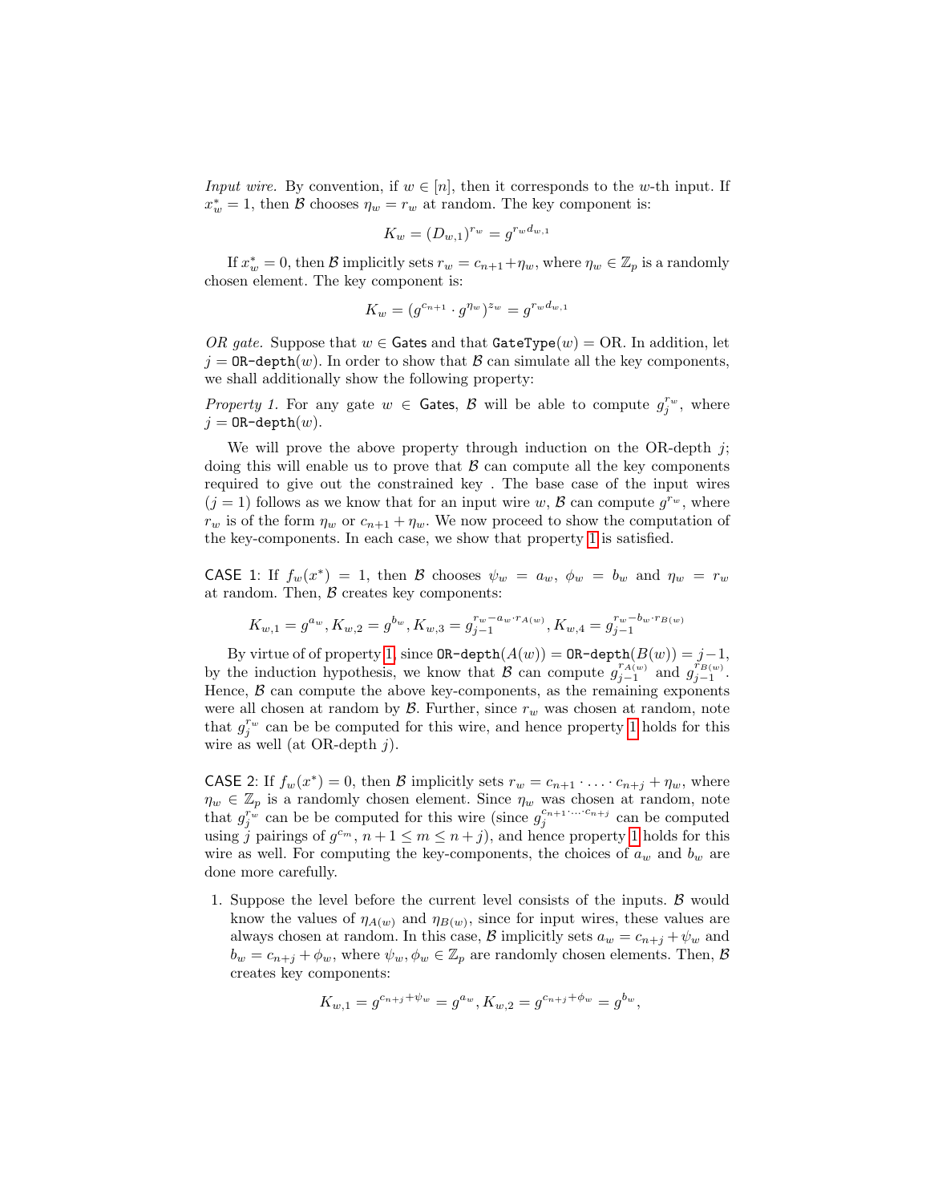*Input wire.* By convention, if $w \in [n]$, then it corresponds to the $w$-th input. If $x^*_w = 1$, then $\mathcal{B}$ chooses $\eta_w = r_w$ at random. The key component is:

$$K_w = (D_{w,1})^{r_w} = g^{r_w d_{w,1}}$$

If $x^*_w = 0$, then $\mathcal{B}$ implicitly sets $r_w = c_{n+1} + \eta_w$, where $\eta_w \in \mathbb{Z}_p$ is a randomly chosen element. The key component is:

$$K_w = (g^{c_{n+1}} \cdot g^{\eta_w})^{z_w} = g^{r_w d_{w,1}}$$

*OR gate.* Suppose that $w \in \mathsf{Gates}$ and that $\mathtt{GateType}(w) = \text{OR}$. In addition, let $j = \mathtt{OR\text{-}depth}(w)$. In order to show that $\mathcal{B}$ can simulate all the key components, we shall additionally show the following property:

*Property 1.* For any gate $w \in \mathsf{Gates}$, $\mathcal{B}$ will be able to compute $g_j^{r_w}$, where $j = \mathtt{OR\text{-}depth}(w)$.

We will prove the above property through induction on the OR-depth $j$; doing this will enable us to prove that $\mathcal{B}$ can compute all the key components required to give out the constrained key . The base case of the input wires ($j = 1$) follows as we know that for an input wire $w$, $\mathcal{B}$ can compute $g^{r_w}$, where $r_w$ is of the form $\eta_w$ or $c_{n+1} + \eta_w$. We now proceed to show the computation of the key-components. In each case, we show that property 1 is satisfied.

CASE 1: If $f_w(x^*) = 1$, then $\mathcal{B}$ chooses $\psi_w = a_w$, $\phi_w = b_w$ and $\eta_w = r_w$ at random. Then, $\mathcal{B}$ creates key components:

$$K_{w,1} = g^{a_w}, K_{w,2} = g^{b_w}, K_{w,3} = g_{j-1}^{r_w - a_w \cdot r_{A(w)}}, K_{w,4} = g_{j-1}^{r_w - b_w \cdot r_{B(w)}}$$

By virtue of of property 1, since $\mathtt{OR\text{-}depth}(A(w)) = \mathtt{OR\text{-}depth}(B(w)) = j-1$, by the induction hypothesis, we know that $\mathcal{B}$ can compute $g_{j-1}^{r_{A(w)}}$ and $g_{j-1}^{r_{B(w)}}$. Hence, $\mathcal{B}$ can compute the above key-components, as the remaining exponents were all chosen at random by $\mathcal{B}$. Further, since $r_w$ was chosen at random, note that $g_j^{r_w}$ can be be computed for this wire, and hence property 1 holds for this wire as well (at OR-depth $j$).

CASE 2: If $f_w(x^*) = 0$, then $\mathcal{B}$ implicitly sets $r_w = c_{n+1} \cdot \ldots \cdot c_{n+j} + \eta_w$, where $\eta_w \in \mathbb{Z}_p$ is a randomly chosen element. Since $\eta_w$ was chosen at random, note that $g_j^{r_w}$ can be be computed for this wire (since $g_j^{c_{n+1} \cdot \ldots \cdot c_{n+j}}$ can be computed using $j$ pairings of $g^{c_m}$, $n+1 \leq m \leq n+j$), and hence property 1 holds for this wire as well. For computing the key-components, the choices of $a_w$ and $b_w$ are done more carefully.

1. Suppose the level before the current level consists of the inputs. $\mathcal{B}$ would know the values of $\eta_{A(w)}$ and $\eta_{B(w)}$, since for input wires, these values are always chosen at random. In this case, $\mathcal{B}$ implicitly sets $a_w = c_{n+j} + \psi_w$ and $b_w = c_{n+j} + \phi_w$, where $\psi_w, \phi_w \in \mathbb{Z}_p$ are randomly chosen elements. Then, $\mathcal{B}$ creates key components:

$$K_{w,1} = g^{c_{n+j} + \psi_w} = g^{a_w}, K_{w,2} = g^{c_{n+j} + \phi_w} = g^{b_w},$$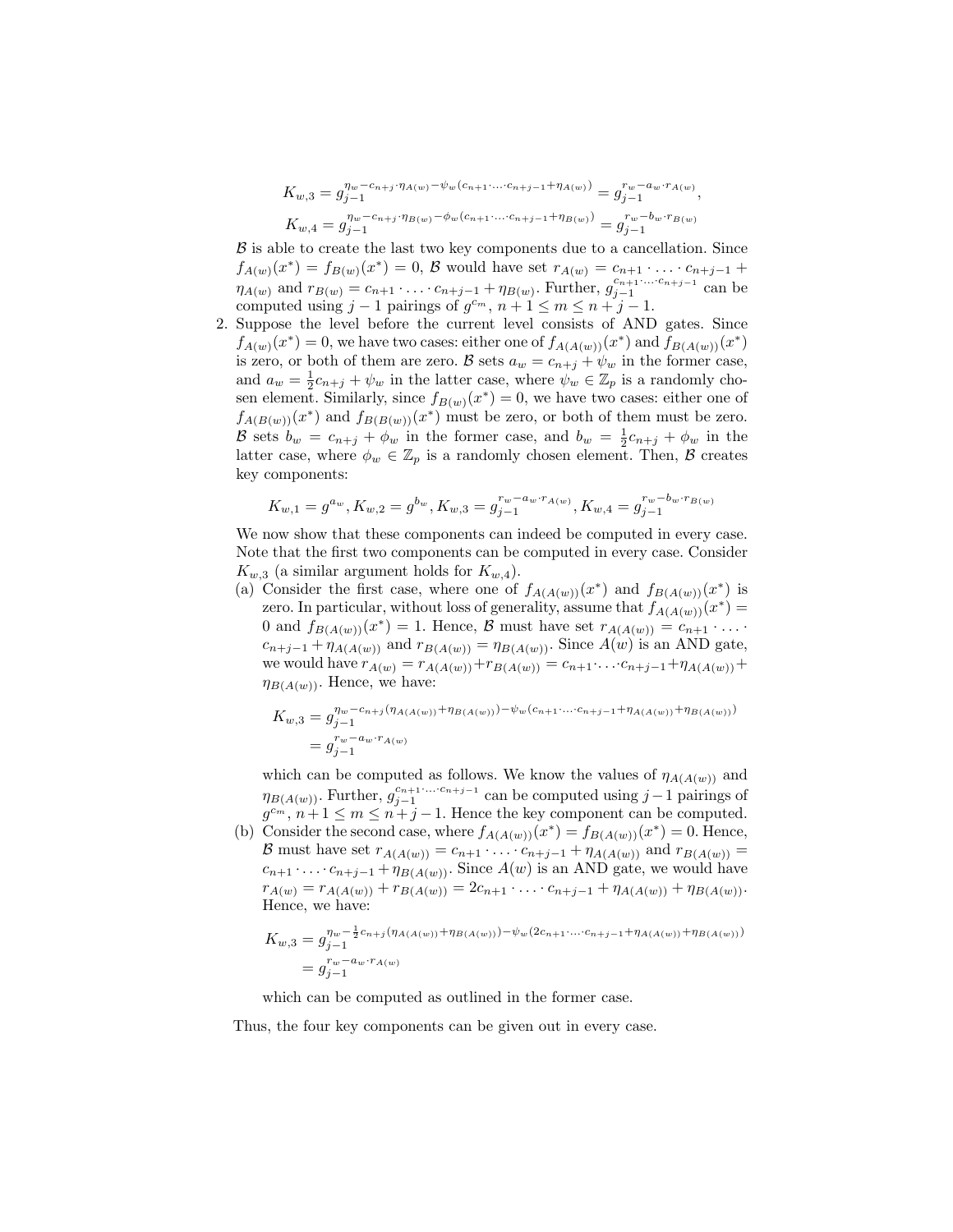$$K_{w,3} = g_{j-1}^{\eta_w - c_{n+j}\cdot\eta_{A(w)} - \psi_w(c_{n+1}\cdot\ldots\cdot c_{n+j-1}+\eta_{A(w)})} = g_{j-1}^{r_w - a_w\cdot r_{A(w)}},$$

$$K_{w,4} = g_{j-1}^{\eta_w - c_{n+j}\cdot\eta_{B(w)} - \phi_w(c_{n+1}\cdot\ldots\cdot c_{n+j-1}+\eta_{B(w)})} = g_{j-1}^{r_w - b_w\cdot r_{B(w)}}$$

$\mathcal{B}$ is able to create the last two key components due to a cancellation. Since $f_{A(w)}(x^*) = f_{B(w)}(x^*) = 0$, $\mathcal{B}$ would have set $r_{A(w)} = c_{n+1}\cdot\ldots\cdot c_{n+j-1} + \eta_{A(w)}$ and $r_{B(w)} = c_{n+1}\cdot\ldots\cdot c_{n+j-1} + \eta_{B(w)}$. Further, $g_{j-1}^{c_{n+1}\cdot\ldots\cdot c_{n+j-1}}$ can be computed using $j-1$ pairings of $g^{c_m}$, $n+1 \le m \le n+j-1$.

2. Suppose the level before the current level consists of AND gates. Since $f_{A(w)}(x^*) = 0$, we have two cases: either one of $f_{A(A(w))}(x^*)$ and $f_{B(A(w))}(x^*)$ is zero, or both of them are zero. $\mathcal{B}$ sets $a_w = c_{n+j} + \psi_w$ in the former case, and $a_w = \frac{1}{2}c_{n+j} + \psi_w$ in the latter case, where $\psi_w \in \mathbb{Z}_p$ is a randomly chosen element. Similarly, since $f_{B(w)}(x^*) = 0$, we have two cases: either one of $f_{A(B(w))}(x^*)$ and $f_{B(B(w))}(x^*)$ must be zero, or both of them must be zero. $\mathcal{B}$ sets $b_w = c_{n+j} + \phi_w$ in the former case, and $b_w = \frac{1}{2}c_{n+j} + \phi_w$ in the latter case, where $\phi_w \in \mathbb{Z}_p$ is a randomly chosen element. Then, $\mathcal{B}$ creates key components:

$$K_{w,1} = g^{a_w}, K_{w,2} = g^{b_w}, K_{w,3} = g_{j-1}^{r_w - a_w\cdot r_{A(w)}}, K_{w,4} = g_{j-1}^{r_w - b_w\cdot r_{B(w)}}$$

We now show that these components can indeed be computed in every case. Note that the first two components can be computed in every case. Consider $K_{w,3}$ (a similar argument holds for $K_{w,4}$).

(a) Consider the first case, where one of $f_{A(A(w))}(x^*)$ and $f_{B(A(w))}(x^*)$ is zero. In particular, without loss of generality, assume that $f_{A(A(w))}(x^*) = 0$ and $f_{B(A(w))}(x^*) = 1$. Hence, $\mathcal{B}$ must have set $r_{A(A(w))} = c_{n+1}\cdot\ldots\cdot c_{n+j-1} + \eta_{A(A(w))}$ and $r_{B(A(w))} = \eta_{B(A(w))}$. Since $A(w)$ is an AND gate, we would have $r_{A(w)} = r_{A(A(w))} + r_{B(A(w))} = c_{n+1}\cdot\ldots\cdot c_{n+j-1} + \eta_{A(A(w))} + \eta_{B(A(w))}$. Hence, we have:

$$K_{w,3} = g_{j-1}^{\eta_w - c_{n+j}(\eta_{A(A(w))}+\eta_{B(A(w))}) - \psi_w(c_{n+1}\cdot\ldots\cdot c_{n+j-1}+\eta_{A(A(w))}+\eta_{B(A(w))})}$$
$$= g_{j-1}^{r_w - a_w\cdot r_{A(w)}}$$

which can be computed as follows. We know the values of $\eta_{A(A(w))}$ and $\eta_{B(A(w))}$. Further, $g_{j-1}^{c_{n+1}\cdot\ldots\cdot c_{n+j-1}}$ can be computed using $j-1$ pairings of $g^{c_m}$, $n+1 \le m \le n+j-1$. Hence the key component can be computed.

(b) Consider the second case, where $f_{A(A(w))}(x^*) = f_{B(A(w))}(x^*) = 0$. Hence, $\mathcal{B}$ must have set $r_{A(A(w))} = c_{n+1}\cdot\ldots\cdot c_{n+j-1} + \eta_{A(A(w))}$ and $r_{B(A(w))} = c_{n+1}\cdot\ldots\cdot c_{n+j-1} + \eta_{B(A(w))}$. Since $A(w)$ is an AND gate, we would have $r_{A(w)} = r_{A(A(w))} + r_{B(A(w))} = 2c_{n+1}\cdot\ldots\cdot c_{n+j-1} + \eta_{A(A(w))} + \eta_{B(A(w))}$. Hence, we have:

$$K_{w,3} = g_{j-1}^{\eta_w - \frac{1}{2}c_{n+j}(\eta_{A(A(w))}+\eta_{B(A(w))}) - \psi_w(2c_{n+1}\cdot\ldots\cdot c_{n+j-1}+\eta_{A(A(w))}+\eta_{B(A(w))})}$$
$$= g_{j-1}^{r_w - a_w\cdot r_{A(w)}}$$

which can be computed as outlined in the former case.

Thus, the four key components can be given out in every case.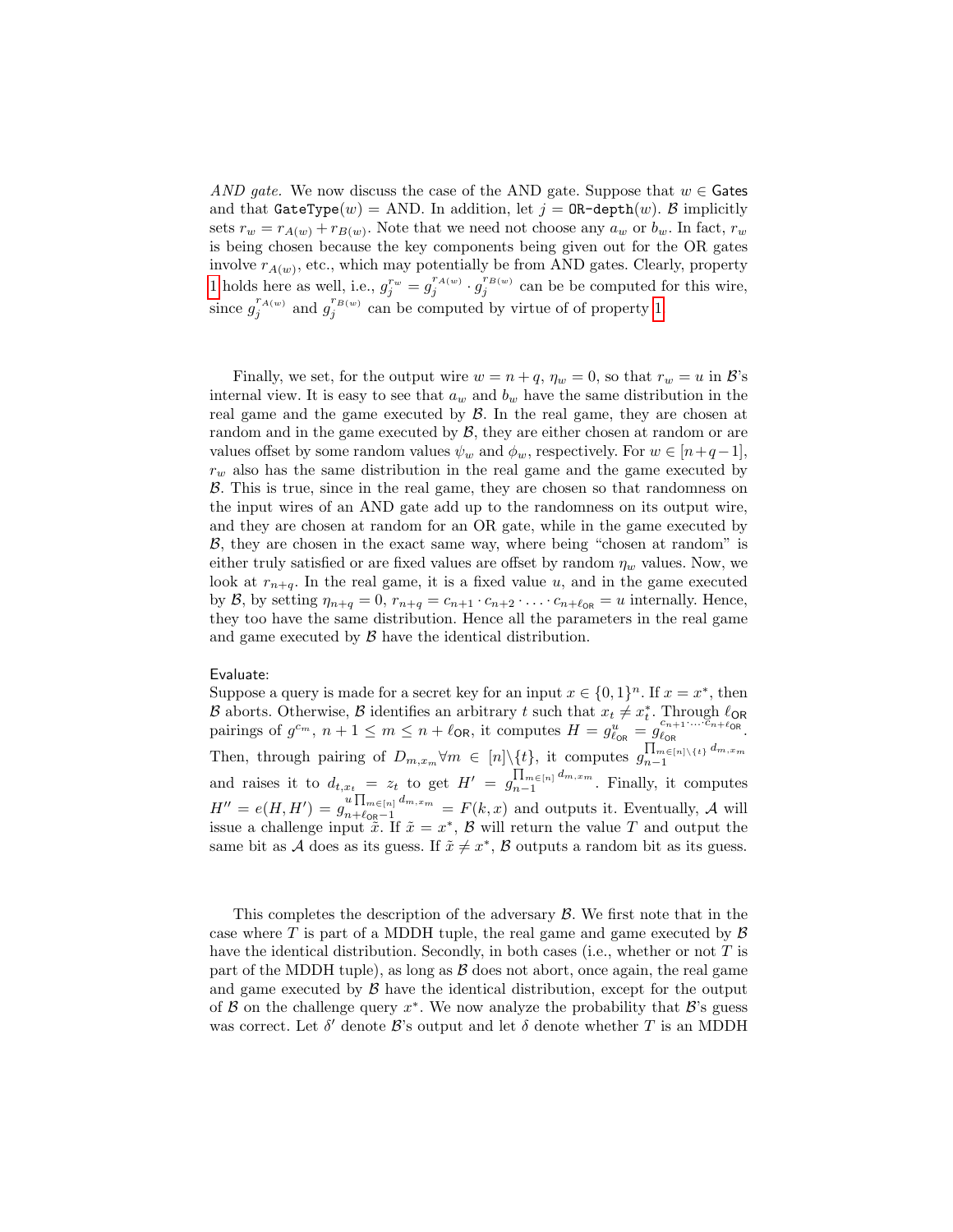*AND gate.* We now discuss the case of the AND gate. Suppose that $w \in \mathsf{Gates}$ and that $\mathtt{GateType}(w) = \text{AND}$. In addition, let $j = \mathtt{OR\text{-}depth}(w)$. $\mathcal{B}$ implicitly sets $r_w = r_{A(w)} + r_{B(w)}$. Note that we need not choose any $a_w$ or $b_w$. In fact, $r_w$ is being chosen because the key components being given out for the OR gates involve $r_{A(w)}$, etc., which may potentially be from AND gates. Clearly, property 1 holds here as well, i.e., $g_j^{r_w} = g_j^{r_{A(w)}} \cdot g_j^{r_{B(w)}}$ can be be computed for this wire, since $g_j^{r_{A(w)}}$ and $g_j^{r_{B(w)}}$ can be computed by virtue of of property 1.

Finally, we set, for the output wire $w = n + q$, $\eta_w = 0$, so that $r_w = u$ in $\mathcal{B}$'s internal view. It is easy to see that $a_w$ and $b_w$ have the same distribution in the real game and the game executed by $\mathcal{B}$. In the real game, they are chosen at random and in the game executed by $\mathcal{B}$, they are either chosen at random or are values offset by some random values $\psi_w$ and $\phi_w$, respectively. For $w \in [n+q-1]$, $r_w$ also has the same distribution in the real game and the game executed by $\mathcal{B}$. This is true, since in the real game, they are chosen so that randomness on the input wires of an AND gate add up to the randomness on its output wire, and they are chosen at random for an OR gate, while in the game executed by $\mathcal{B}$, they are chosen in the exact same way, where being "chosen at random" is either truly satisfied or are fixed values are offset by random $\eta_w$ values. Now, we look at $r_{n+q}$. In the real game, it is a fixed value $u$, and in the game executed by $\mathcal{B}$, by setting $\eta_{n+q} = 0$, $r_{n+q} = c_{n+1} \cdot c_{n+2} \cdot \ldots \cdot c_{n+\ell_{\mathsf{OR}}} = u$ internally. Hence, they too have the same distribution. Hence all the parameters in the real game and game executed by $\mathcal{B}$ have the identical distribution.

Evaluate:
Suppose a query is made for a secret key for an input $x \in \{0,1\}^n$. If $x = x^*$, then $\mathcal{B}$ aborts. Otherwise, $\mathcal{B}$ identifies an arbitrary $t$ such that $x_t \neq x_t^*$. Through $\ell_{\mathsf{OR}}$ pairings of $g^{c_m}$, $n+1 \leq m \leq n + \ell_{\mathsf{OR}}$, it computes $H = g_{\ell_{\mathsf{OR}}}^{u} = g_{\ell_{\mathsf{OR}}}^{c_{n+1}\cdot\ldots\cdot c_{n+\ell_{\mathsf{OR}}}}$. Then, through pairing of $D_{m,x_m} \forall m \in [n]\backslash\{t\}$, it computes $g_{n-1}^{\prod_{m\in[n]\backslash\{t\}} d_{m,x_m}}$ and raises it to $d_{t,x_t} = z_t$ to get $H' = g_{n-1}^{\prod_{m\in[n]} d_{m,x_m}}$. Finally, it computes $H'' = e(H, H') = g_{n+\ell_{\mathsf{OR}}-1}^{u\prod_{m\in[n]} d_{m,x_m}} = F(k,x)$ and outputs it. Eventually, $\mathcal{A}$ will issue a challenge input $\tilde{x}$. If $\tilde{x} = x^*$, $\mathcal{B}$ will return the value $T$ and output the same bit as $\mathcal{A}$ does as its guess. If $\tilde{x} \neq x^*$, $\mathcal{B}$ outputs a random bit as its guess.

This completes the description of the adversary $\mathcal{B}$. We first note that in the case where $T$ is part of a MDDH tuple, the real game and game executed by $\mathcal{B}$ have the identical distribution. Secondly, in both cases (i.e., whether or not $T$ is part of the MDDH tuple), as long as $\mathcal{B}$ does not abort, once again, the real game and game executed by $\mathcal{B}$ have the identical distribution, except for the output of $\mathcal{B}$ on the challenge query $x^*$. We now analyze the probability that $\mathcal{B}$'s guess was correct. Let $\delta'$ denote $\mathcal{B}$'s output and let $\delta$ denote whether $T$ is an MDDH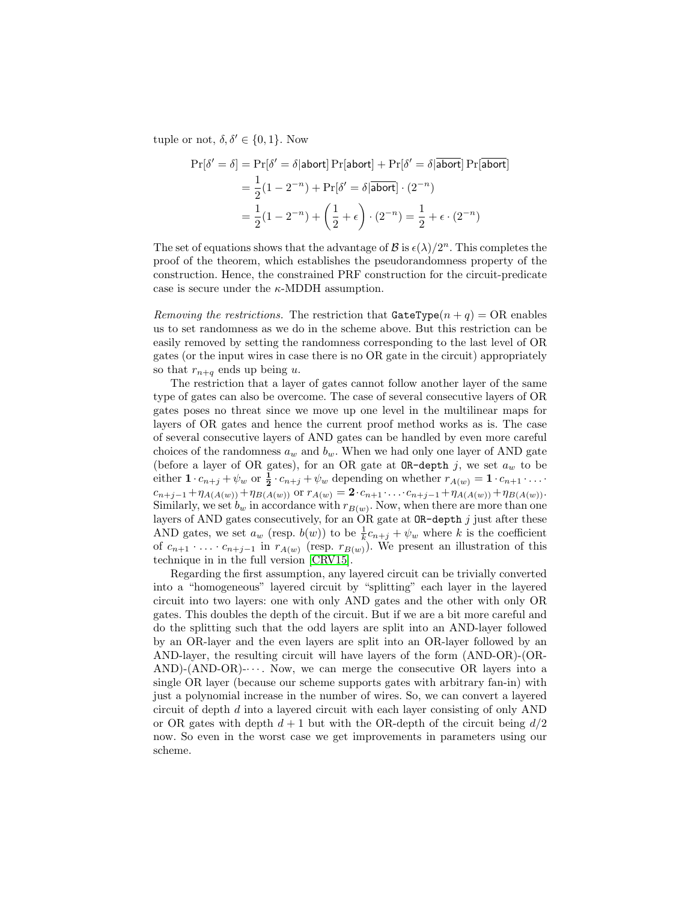tuple or not, $\delta, \delta' \in \{0,1\}$. Now

$$
\begin{aligned}
\Pr[\delta' = \delta] &= \Pr[\delta' = \delta | \mathsf{abort}] \Pr[\mathsf{abort}] + \Pr[\delta' = \delta | \overline{\mathsf{abort}}] \Pr[\overline{\mathsf{abort}}] \\
&= \frac{1}{2}(1 - 2^{-n}) + \Pr[\delta' = \delta | \overline{\mathsf{abort}}] \cdot (2^{-n}) \\
&= \frac{1}{2}(1 - 2^{-n}) + \left(\frac{1}{2} + \epsilon\right) \cdot (2^{-n}) = \frac{1}{2} + \epsilon \cdot (2^{-n})
\end{aligned}
$$

The set of equations shows that the advantage of $\mathcal{B}$ is $\epsilon(\lambda)/2^n$. This completes the proof of the theorem, which establishes the pseudorandomness property of the construction. Hence, the constrained PRF construction for the circuit-predicate case is secure under the $\kappa$-MDDH assumption.

*Removing the restrictions.* The restriction that $\texttt{GateType}(n+q) = \text{OR}$ enables us to set randomness as we do in the scheme above. But this restriction can be easily removed by setting the randomness corresponding to the last level of OR gates (or the input wires in case there is no OR gate in the circuit) appropriately so that $r_{n+q}$ ends up being $u$.

The restriction that a layer of gates cannot follow another layer of the same type of gates can also be overcome. The case of several consecutive layers of OR gates poses no threat since we move up one level in the multilinear maps for layers of OR gates and hence the current proof method works as is. The case of several consecutive layers of AND gates can be handled by even more careful choices of the randomness $a_w$ and $b_w$. When we had only one layer of AND gate (before a layer of OR gates), for an OR gate at $\texttt{OR-depth}$ $j$, we set $a_w$ to be either $\mathbf{1} \cdot c_{n+j} + \psi_w$ or $\mathbf{\frac{1}{2}} \cdot c_{n+j} + \psi_w$ depending on whether $r_{A(w)} = \mathbf{1} \cdot c_{n+1} \cdot \ldots \cdot c_{n+j-1} + \eta_{A(A(w))} + \eta_{B(A(w))}$ or $r_{A(w)} = \mathbf{2} \cdot c_{n+1} \cdot \ldots \cdot c_{n+j-1} + \eta_{A(A(w))} + \eta_{B(A(w))}$. Similarly, we set $b_w$ in accordance with $r_{B(w)}$. Now, when there are more than one layers of AND gates consecutively, for an OR gate at $\texttt{OR-depth}$ $j$ just after these AND gates, we set $a_w$ (resp. $b(w)$) to be $\frac{1}{k} c_{n+j} + \psi_w$ where $k$ is the coefficient of $c_{n+1} \cdot \ldots \cdot c_{n+j-1}$ in $r_{A(w)}$ (resp. $r_{B(w)}$). We present an illustration of this technique in in the full version [CRV15].

Regarding the first assumption, any layered circuit can be trivially converted into a "homogeneous" layered circuit by "splitting" each layer in the layered circuit into two layers: one with only AND gates and the other with only OR gates. This doubles the depth of the circuit. But if we are a bit more careful and do the splitting such that the odd layers are split into an AND-layer followed by an OR-layer and the even layers are split into an OR-layer followed by an AND-layer, the resulting circuit will have layers of the form (AND-OR)-(OR-AND)-(AND-OR)-$\cdots$. Now, we can merge the consecutive OR layers into a single OR layer (because our scheme supports gates with arbitrary fan-in) with just a polynomial increase in the number of wires. So, we can convert a layered circuit of depth $d$ into a layered circuit with each layer consisting of only AND or OR gates with depth $d+1$ but with the OR-depth of the circuit being $d/2$ now. So even in the worst case we get improvements in parameters using our scheme.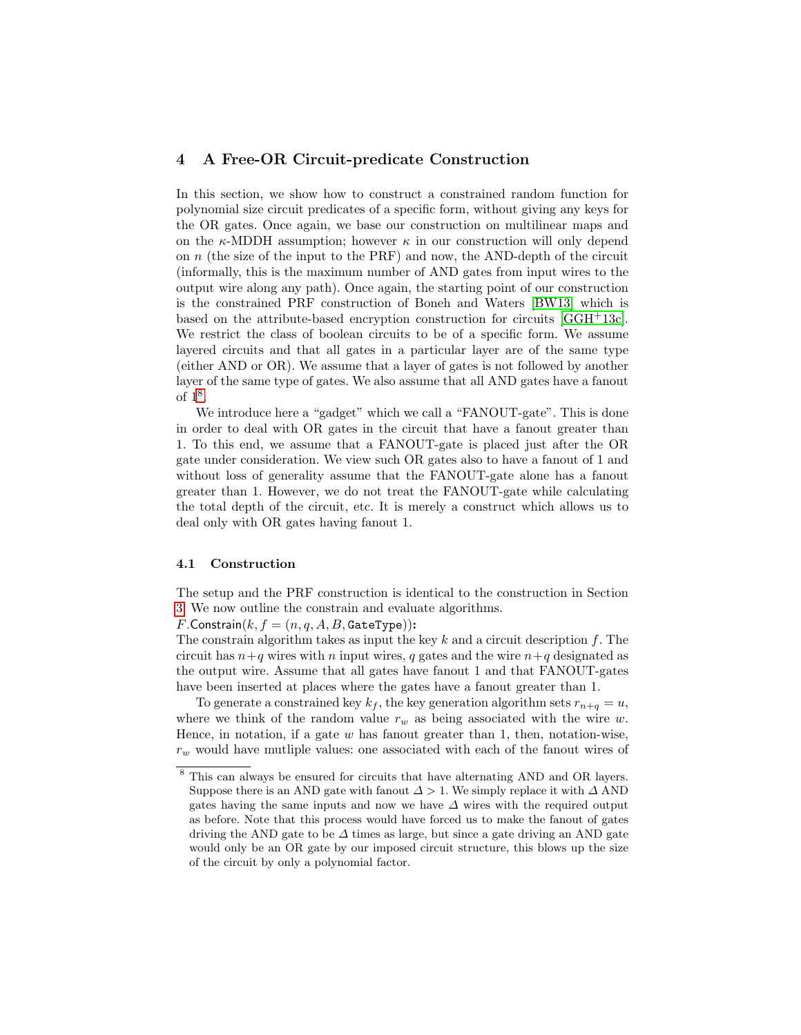## 4 A Free-OR Circuit-predicate Construction

In this section, we show how to construct a constrained random function for polynomial size circuit predicates of a specific form, without giving any keys for the OR gates. Once again, we base our construction on multilinear maps and on the $\kappa$-MDDH assumption; however $\kappa$ in our construction will only depend on $n$ (the size of the input to the PRF) and now, the AND-depth of the circuit (informally, this is the maximum number of AND gates from input wires to the output wire along any path). Once again, the starting point of our construction is the constrained PRF construction of Boneh and Waters [BW13] which is based on the attribute-based encryption construction for circuits [GGH+13c]. We restrict the class of boolean circuits to be of a specific form. We assume layered circuits and that all gates in a particular layer are of the same type (either AND or OR). We assume that a layer of gates is not followed by another layer of the same type of gates. We also assume that all AND gates have a fanout of 1[8].

We introduce here a "gadget" which we call a "FANOUT-gate". This is done in order to deal with OR gates in the circuit that have a fanout greater than 1. To this end, we assume that a FANOUT-gate is placed just after the OR gate under consideration. We view such OR gates also to have a fanout of 1 and without loss of generality assume that the FANOUT-gate alone has a fanout greater than 1. However, we do not treat the FANOUT-gate while calculating the total depth of the circuit, etc. It is merely a construct which allows us to deal only with OR gates having fanout 1.

### 4.1 Construction

The setup and the PRF construction is identical to the construction in Section 3. We now outline the constrain and evaluate algorithms.

$F$.Constrain$(k, f = (n, q, A, B, \texttt{GateType}))$**:**

The constrain algorithm takes as input the key $k$ and a circuit description $f$. The circuit has $n+q$ wires with $n$ input wires, $q$ gates and the wire $n+q$ designated as the output wire. Assume that all gates have fanout 1 and that FANOUT-gates have been inserted at places where the gates have a fanout greater than 1.

To generate a constrained key $k_f$, the key generation algorithm sets $r_{n+q} = u$, where we think of the random value $r_w$ as being associated with the wire $w$. Hence, in notation, if a gate $w$ has fanout greater than 1, then, notation-wise, $r_w$ would have mutliple values: one associated with each of the fanout wires of

[8] This can always be ensured for circuits that have alternating AND and OR layers. Suppose there is an AND gate with fanout $\Delta > 1$. We simply replace it with $\Delta$ AND gates having the same inputs and now we have $\Delta$ wires with the required output as before. Note that this process would have forced us to make the fanout of gates driving the AND gate to be $\Delta$ times as large, but since a gate driving an AND gate would only be an OR gate by our imposed circuit structure, this blows up the size of the circuit by only a polynomial factor.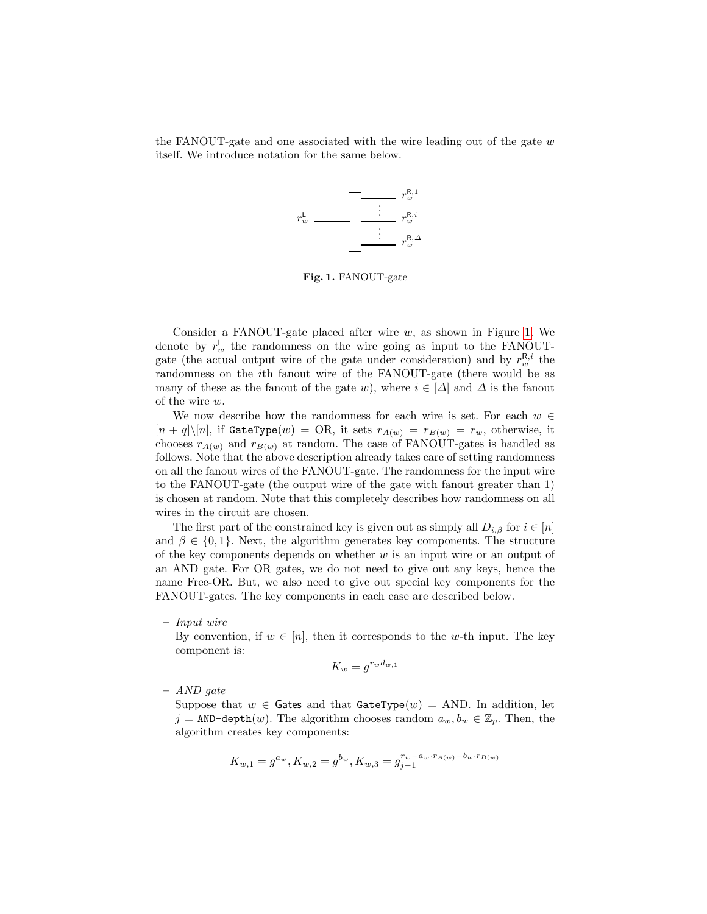the FANOUT-gate and one associated with the wire leading out of the gate $w$ itself. We introduce notation for the same below.

**Fig. 1.** FANOUT-gate

Consider a FANOUT-gate placed after wire $w$, as shown in Figure 1. We denote by $r_w^{\mathsf{L}}$ the randomness on the wire going as input to the FANOUT-gate (the actual output wire of the gate under consideration) and by $r_w^{\mathsf{R},i}$ the randomness on the $i$th fanout wire of the FANOUT-gate (there would be as many of these as the fanout of the gate $w$), where $i \in [\Delta]$ and $\Delta$ is the fanout of the wire $w$.

We now describe how the randomness for each wire is set. For each $w \in [n+q] \backslash [n]$, if $\texttt{GateType}(w) = \text{OR}$, it sets $r_{A(w)} = r_{B(w)} = r_w$, otherwise, it chooses $r_{A(w)}$ and $r_{B(w)}$ at random. The case of FANOUT-gates is handled as follows. Note that the above description already takes care of setting randomness on all the fanout wires of the FANOUT-gate. The randomness for the input wire to the FANOUT-gate (the output wire of the gate with fanout greater than 1) is chosen at random. Note that this completely describes how randomness on all wires in the circuit are chosen.

The first part of the constrained key is given out as simply all $D_{i,\beta}$ for $i \in [n]$ and $\beta \in \{0,1\}$. Next, the algorithm generates key components. The structure of the key components depends on whether $w$ is an input wire or an output of an AND gate. For OR gates, we do not need to give out any keys, hence the name Free-OR. But, we also need to give out special key components for the FANOUT-gates. The key components in each case are described below.

- *Input wire*
  By convention, if $w \in [n]$, then it corresponds to the $w$-th input. The key component is:
$$K_w = g^{r_w d_{w,1}}$$
- *AND gate*
  Suppose that $w \in \texttt{Gates}$ and that $\texttt{GateType}(w) = \text{AND}$. In addition, let $j = \texttt{AND-depth}(w)$. The algorithm chooses random $a_w, b_w \in \mathbb{Z}_p$. Then, the algorithm creates key components:
$$K_{w,1} = g^{a_w}, K_{w,2} = g^{b_w}, K_{w,3} = g_{j-1}^{r_w - a_w \cdot r_{A(w)} - b_w \cdot r_{B(w)}}$$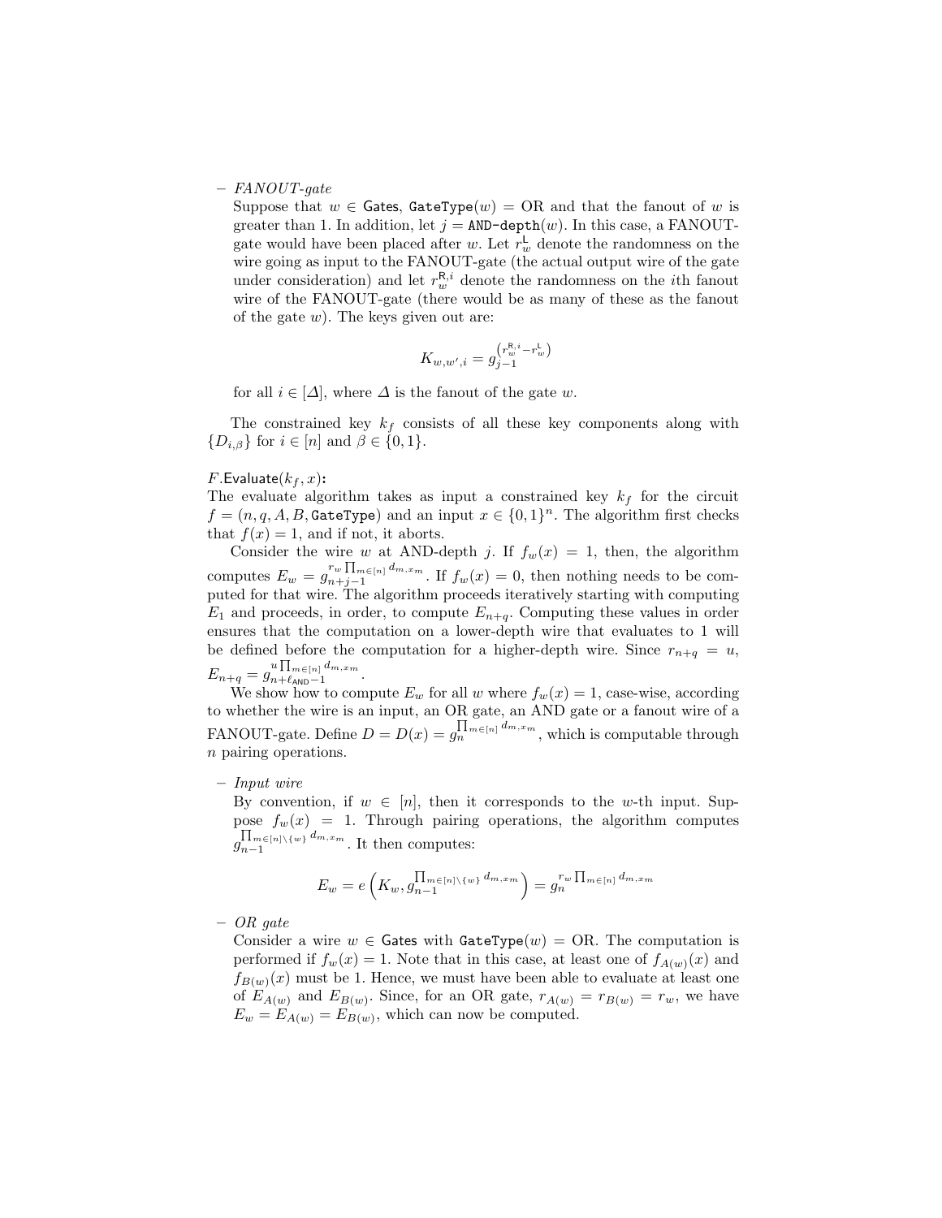– *FANOUT-gate*
  Suppose that $w \in \mathsf{Gates}$, $\mathtt{GateType}(w) = \text{OR}$ and that the fanout of $w$ is greater than 1. In addition, let $j = \mathtt{AND\text{-}depth}(w)$. In this case, a FANOUT-gate would have been placed after $w$. Let $r_w^{\mathsf{L}}$ denote the randomness on the wire going as input to the FANOUT-gate (the actual output wire of the gate under consideration) and let $r_w^{\mathsf{R},i}$ denote the randomness on the $i$th fanout wire of the FANOUT-gate (there would be as many of these as the fanout of the gate $w$). The keys given out are:

$$K_{w,w',i} = g_{j-1}^{\left(r_w^{\mathsf{R},i} - r_w^{\mathsf{L}}\right)}$$

  for all $i \in [\Delta]$, where $\Delta$ is the fanout of the gate $w$.

The constrained key $k_f$ consists of all these key components along with $\{D_{i,\beta}\}$ for $i \in [n]$ and $\beta \in \{0,1\}$.

$F.\mathsf{Evaluate}(k_f, x)$**:**
The evaluate algorithm takes as input a constrained key $k_f$ for the circuit $f = (n, q, A, B, \mathtt{GateType})$ and an input $x \in \{0,1\}^n$. The algorithm first checks that $f(x) = 1$, and if not, it aborts.

Consider the wire $w$ at AND-depth $j$. If $f_w(x) = 1$, then, the algorithm computes $E_w = g_{n+j-1}^{r_w \prod_{m \in [n]} d_{m,x_m}}$. If $f_w(x) = 0$, then nothing needs to be computed for that wire. The algorithm proceeds iteratively starting with computing $E_1$ and proceeds, in order, to compute $E_{n+q}$. Computing these values in order ensures that the computation on a lower-depth wire that evaluates to 1 will be defined before the computation for a higher-depth wire. Since $r_{n+q} = u$, $E_{n+q} = g_{n+\ell_{\mathsf{AND}}-1}^{u \prod_{m \in [n]} d_{m,x_m}}$.

We show how to compute $E_w$ for all $w$ where $f_w(x) = 1$, case-wise, according to whether the wire is an input, an OR gate, an AND gate or a fanout wire of a FANOUT-gate. Define $D = D(x) = g_n^{\prod_{m \in [n]} d_{m,x_m}}$, which is computable through $n$ pairing operations.

– *Input wire*
  By convention, if $w \in [n]$, then it corresponds to the $w$-th input. Suppose $f_w(x) = 1$. Through pairing operations, the algorithm computes $g_{n-1}^{\prod_{m \in [n] \setminus \{w\}} d_{m,x_m}}$. It then computes:

$$E_w = e\left(K_w, g_{n-1}^{\prod_{m \in [n] \setminus \{w\}} d_{m,x_m}}\right) = g_n^{r_w \prod_{m \in [n]} d_{m,x_m}}$$

– *OR gate*
  Consider a wire $w \in \mathsf{Gates}$ with $\mathtt{GateType}(w) = \text{OR}$. The computation is performed if $f_w(x) = 1$. Note that in this case, at least one of $f_{A(w)}(x)$ and $f_{B(w)}(x)$ must be 1. Hence, we must have been able to evaluate at least one of $E_{A(w)}$ and $E_{B(w)}$. Since, for an OR gate, $r_{A(w)} = r_{B(w)} = r_w$, we have $E_w = E_{A(w)} = E_{B(w)}$, which can now be computed.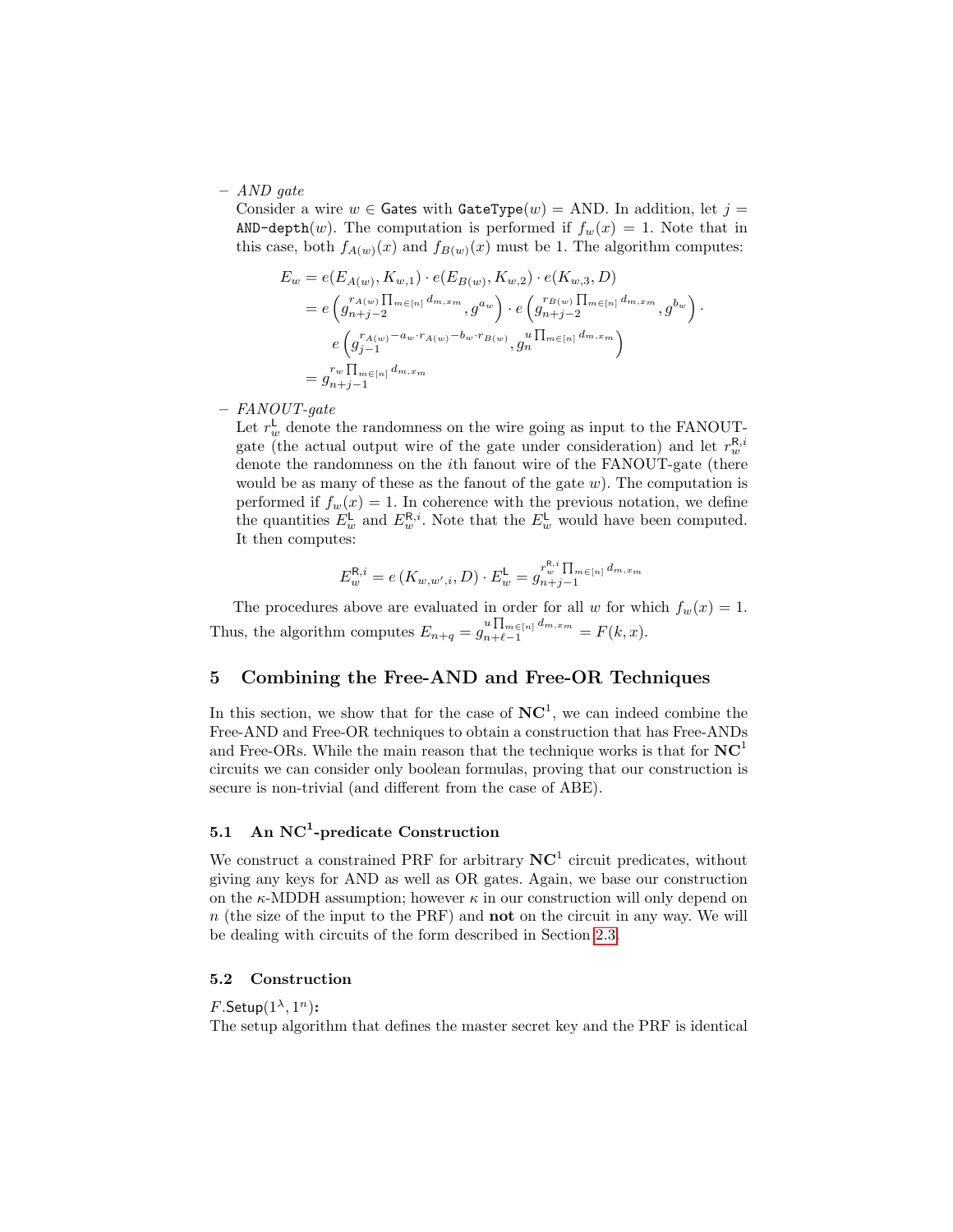– *AND gate*
  Consider a wire $w \in \mathsf{Gates}$ with $\mathtt{GateType}(w) = \text{AND}$. In addition, let $j = \mathtt{AND\text{-}depth}(w)$. The computation is performed if $f_w(x) = 1$. Note that in this case, both $f_{A(w)}(x)$ and $f_{B(w)}(x)$ must be 1. The algorithm computes:

$$
\begin{aligned}
E_w &= e(E_{A(w)}, K_{w,1}) \cdot e(E_{B(w)}, K_{w,2}) \cdot e(K_{w,3}, D) \\
&= e\left(g_{n+j-2}^{r_{A(w)} \prod_{m\in[n]} d_{m,x_m}}, g^{a_w}\right) \cdot e\left(g_{n+j-2}^{r_{B(w)} \prod_{m\in[n]} d_{m,x_m}}, g^{b_w}\right) \cdot \\
&\quad\; e\left(g_{j-1}^{r_{A(w)} - a_w \cdot r_{A(w)} - b_w \cdot r_{B(w)}}, g_n^{u \prod_{m\in[n]} d_{m,x_m}}\right) \\
&= g_{n+j-1}^{r_w \prod_{m\in[n]} d_{m,x_m}}
\end{aligned}
$$

– *FANOUT-gate*
  Let $r_w^{\mathsf{L}}$ denote the randomness on the wire going as input to the FANOUT-gate (the actual output wire of the gate under consideration) and let $r_w^{\mathsf{R},i}$ denote the randomness on the $i$th fanout wire of the FANOUT-gate (there would be as many of these as the fanout of the gate $w$). The computation is performed if $f_w(x) = 1$. In coherence with the previous notation, we define the quantities $E_w^{\mathsf{L}}$ and $E_w^{\mathsf{R},i}$. Note that the $E_w^{\mathsf{L}}$ would have been computed. It then computes:

$$
E_w^{\mathsf{R},i} = e\left(K_{w,w',i}, D\right) \cdot E_w^{\mathsf{L}} = g_{n+j-1}^{r_w^{\mathsf{R},i} \prod_{m\in[n]} d_{m,x_m}}
$$

The procedures above are evaluated in order for all $w$ for which $f_w(x) = 1$. Thus, the algorithm computes $E_{n+q} = g_{n+\ell-1}^{u \prod_{m\in[n]} d_{m,x_m}} = F(k, x)$.

## 5 Combining the Free-AND and Free-OR Techniques

In this section, we show that for the case of $\mathbf{NC}^1$, we can indeed combine the Free-AND and Free-OR techniques to obtain a construction that has Free-ANDs and Free-ORs. While the main reason that the technique works is that for $\mathbf{NC}^1$ circuits we can consider only boolean formulas, proving that our construction is secure is non-trivial (and different from the case of ABE).

### 5.1 An $\mathbf{NC}^1$-predicate Construction

We construct a constrained PRF for arbitrary $\mathbf{NC}^1$ circuit predicates, without giving any keys for AND as well as OR gates. Again, we base our construction on the $\kappa$-MDDH assumption; however $\kappa$ in our construction will only depend on $n$ (the size of the input to the PRF) and **not** on the circuit in any way. We will be dealing with circuits of the form described in Section 2.3.

### 5.2 Construction

**$F.\mathsf{Setup}(1^\lambda, 1^n)$:**
The setup algorithm that defines the master secret key and the PRF is identical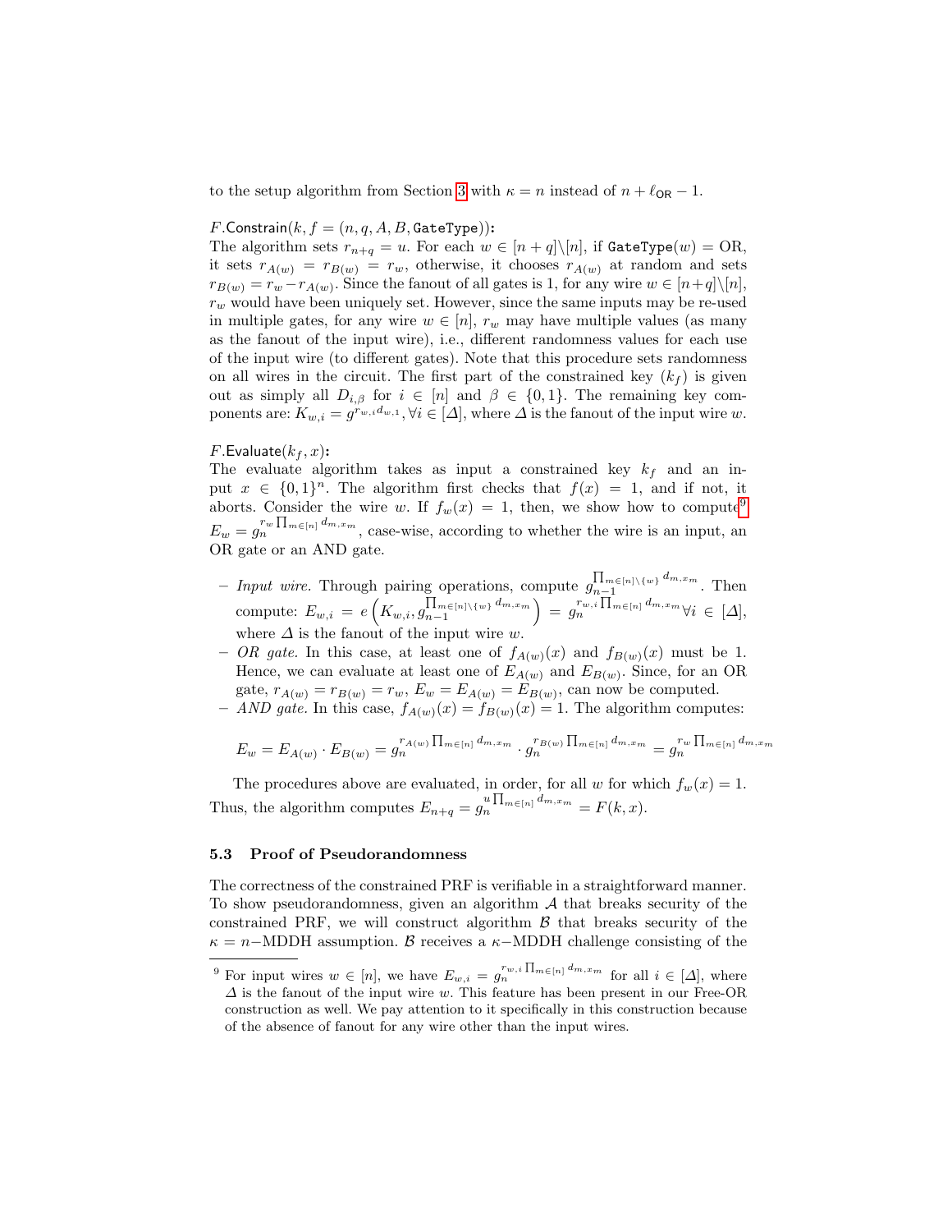to the setup algorithm from Section 3 with $\kappa = n$ instead of $n + \ell_{\mathsf{OR}} - 1$.

$F.\mathsf{Constrain}(k, f = (n, q, A, B, \mathtt{GateType}))$**:**
The algorithm sets $r_{n+q} = u$. For each $w \in [n+q] \backslash [n]$, if $\mathtt{GateType}(w) = \mathrm{OR}$, it sets $r_{A(w)} = r_{B(w)} = r_w$, otherwise, it chooses $r_{A(w)}$ at random and sets $r_{B(w)} = r_w - r_{A(w)}$. Since the fanout of all gates is 1, for any wire $w \in [n+q] \backslash [n]$, $r_w$ would have been uniquely set. However, since the same inputs may be re-used in multiple gates, for any wire $w \in [n]$, $r_w$ may have multiple values (as many as the fanout of the input wire), i.e., different randomness values for each use of the input wire (to different gates). Note that this procedure sets randomness on all wires in the circuit. The first part of the constrained key ($k_f$) is given out as simply all $D_{i,\beta}$ for $i \in [n]$ and $\beta \in \{0, 1\}$. The remaining key components are: $K_{w,i} = g^{r_{w,i} d_{w,1}}, \forall i \in [\Delta]$, where $\Delta$ is the fanout of the input wire $w$.

$F.\mathsf{Evaluate}(k_f, x)$**:**
The evaluate algorithm takes as input a constrained key $k_f$ and an input $x \in \{0, 1\}^n$. The algorithm first checks that $f(x) = 1$, and if not, it aborts. Consider the wire $w$. If $f_w(x) = 1$, then, we show how to compute[9] $E_w = g_n^{r_w \prod_{m \in [n]} d_{m,x_m}}$, case-wise, according to whether the wire is an input, an OR gate or an AND gate.

- *Input wire.* Through pairing operations, compute $g_{n-1}^{\prod_{m \in [n] \backslash \{w\}} d_{m,x_m}}$. Then compute: $E_{w,i} = e\left(K_{w,i}, g_{n-1}^{\prod_{m \in [n] \backslash \{w\}} d_{m,x_m}}\right) = g_n^{r_{w,i} \prod_{m \in [n]} d_{m,x_m}} \forall i \in [\Delta]$, where $\Delta$ is the fanout of the input wire $w$.
- *OR gate.* In this case, at least one of $f_{A(w)}(x)$ and $f_{B(w)}(x)$ must be 1. Hence, we can evaluate at least one of $E_{A(w)}$ and $E_{B(w)}$. Since, for an OR gate, $r_{A(w)} = r_{B(w)} = r_w$, $E_w = E_{A(w)} = E_{B(w)}$, can now be computed.
- *AND gate.* In this case, $f_{A(w)}(x) = f_{B(w)}(x) = 1$. The algorithm computes:

$$E_w = E_{A(w)} \cdot E_{B(w)} = g_n^{r_{A(w)} \prod_{m \in [n]} d_{m,x_m}} \cdot g_n^{r_{B(w)} \prod_{m \in [n]} d_{m,x_m}} = g_n^{r_w \prod_{m \in [n]} d_{m,x_m}}$$

The procedures above are evaluated, in order, for all $w$ for which $f_w(x) = 1$. Thus, the algorithm computes $E_{n+q} = g_n^{u \prod_{m \in [n]} d_{m,x_m}} = F(k, x)$.

### 5.3 Proof of Pseudorandomness

The correctness of the constrained PRF is verifiable in a straightforward manner. To show pseudorandomness, given an algorithm $\mathcal{A}$ that breaks security of the constrained PRF, we will construct algorithm $\mathcal{B}$ that breaks security of the $\kappa = n-$MDDH assumption. $\mathcal{B}$ receives a $\kappa-$MDDH challenge consisting of the

[9] For input wires $w \in [n]$, we have $E_{w,i} = g_n^{r_{w,i} \prod_{m \in [n]} d_{m,x_m}}$ for all $i \in [\Delta]$, where $\Delta$ is the fanout of the input wire $w$. This feature has been present in our Free-OR construction as well. We pay attention to it specifically in this construction because of the absence of fanout for any wire other than the input wires.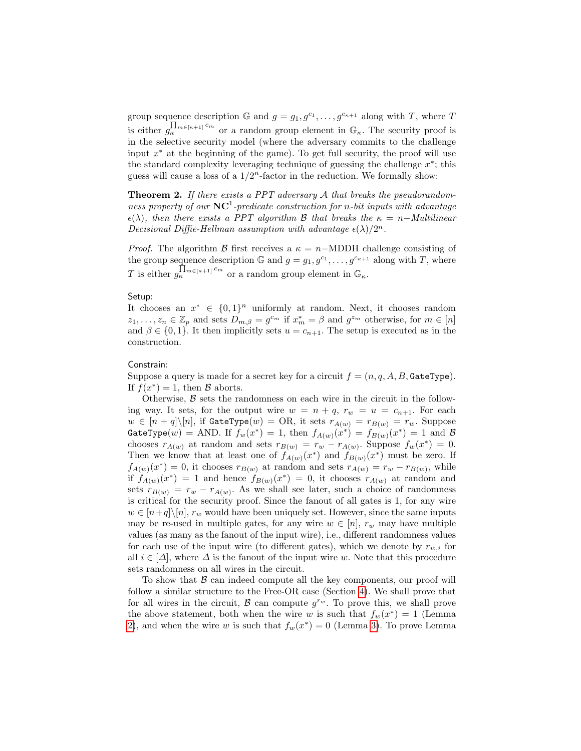group sequence description $\mathbb{G}$ and $g = g_1, g^{c_1}, \ldots, g^{c_{\kappa+1}}$ along with $T$, where $T$ is either $g_\kappa^{\prod_{m \in [\kappa+1]} c_m}$ or a random group element in $\mathbb{G}_\kappa$. The security proof is in the selective security model (where the adversary commits to the challenge input $x^*$ at the beginning of the game). To get full security, the proof will use the standard complexity leveraging technique of guessing the challenge $x^*$; this guess will cause a loss of a $1/2^n$-factor in the reduction. We formally show:

**Theorem 2.** *If there exists a PPT adversary $\mathcal{A}$ that breaks the pseudorandomness property of our $\mathbf{NC}^1$-predicate construction for $n$-bit inputs with advantage $\epsilon(\lambda)$, then there exists a PPT algorithm $\mathcal{B}$ that breaks the $\kappa = n-$Multilinear Decisional Diffie-Hellman assumption with advantage $\epsilon(\lambda)/2^n$.*

*Proof.* The algorithm $\mathcal{B}$ first receives a $\kappa = n-$MDDH challenge consisting of the group sequence description $\mathbb{G}$ and $g = g_1, g^{c_1}, \ldots, g^{c_{\kappa+1}}$ along with $T$, where $T$ is either $g_\kappa^{\prod_{m \in [\kappa+1]} c_m}$ or a random group element in $\mathbb{G}_\kappa$.

Setup:
It chooses an $x^* \in \{0,1\}^n$ uniformly at random. Next, it chooses random $z_1, \ldots, z_n \in \mathbb{Z}_p$ and sets $D_{m,\beta} = g^{c_m}$ if $x^*_m = \beta$ and $g^{z_m}$ otherwise, for $m \in [n]$ and $\beta \in \{0,1\}$. It then implicitly sets $u = c_{n+1}$. The setup is executed as in the construction.

Constrain:
Suppose a query is made for a secret key for a circuit $f = (n, q, A, B, \texttt{GateType})$. If $f(x^*) = 1$, then $\mathcal{B}$ aborts.

Otherwise, $\mathcal{B}$ sets the randomness on each wire in the circuit in the following way. It sets, for the output wire $w = n + q$, $r_w = u = c_{n+1}$. For each $w \in [n+q] \backslash [n]$, if $\texttt{GateType}(w) = \text{OR}$, it sets $r_{A(w)} = r_{B(w)} = r_w$. Suppose $\texttt{GateType}(w) = \text{AND}$. If $f_w(x^*) = 1$, then $f_{A(w)}(x^*) = f_{B(w)}(x^*) = 1$ and $\mathcal{B}$ chooses $r_{A(w)}$ at random and sets $r_{B(w)} = r_w - r_{A(w)}$. Suppose $f_w(x^*) = 0$. Then we know that at least one of $f_{A(w)}(x^*)$ and $f_{B(w)}(x^*)$ must be zero. If $f_{A(w)}(x^*) = 0$, it chooses $r_{B(w)}$ at random and sets $r_{A(w)} = r_w - r_{B(w)}$, while if $f_{A(w)}(x^*) = 1$ and hence $f_{B(w)}(x^*) = 0$, it chooses $r_{A(w)}$ at random and sets $r_{B(w)} = r_w - r_{A(w)}$. As we shall see later, such a choice of randomness is critical for the security proof. Since the fanout of all gates is 1, for any wire $w \in [n+q] \backslash [n]$, $r_w$ would have been uniquely set. However, since the same inputs may be re-used in multiple gates, for any wire $w \in [n]$, $r_w$ may have multiple values (as many as the fanout of the input wire), i.e., different randomness values for each use of the input wire (to different gates), which we denote by $r_{w,i}$ for all $i \in [\Delta]$, where $\Delta$ is the fanout of the input wire $w$. Note that this procedure sets randomness on all wires in the circuit.

To show that $\mathcal{B}$ can indeed compute all the key components, our proof will follow a similar structure to the Free-OR case (Section 4). We shall prove that for all wires in the circuit, $\mathcal{B}$ can compute $g^{r_w}$. To prove this, we shall prove the above statement, both when the wire $w$ is such that $f_w(x^*) = 1$ (Lemma 2), and when the wire $w$ is such that $f_w(x^*) = 0$ (Lemma 3). To prove Lemma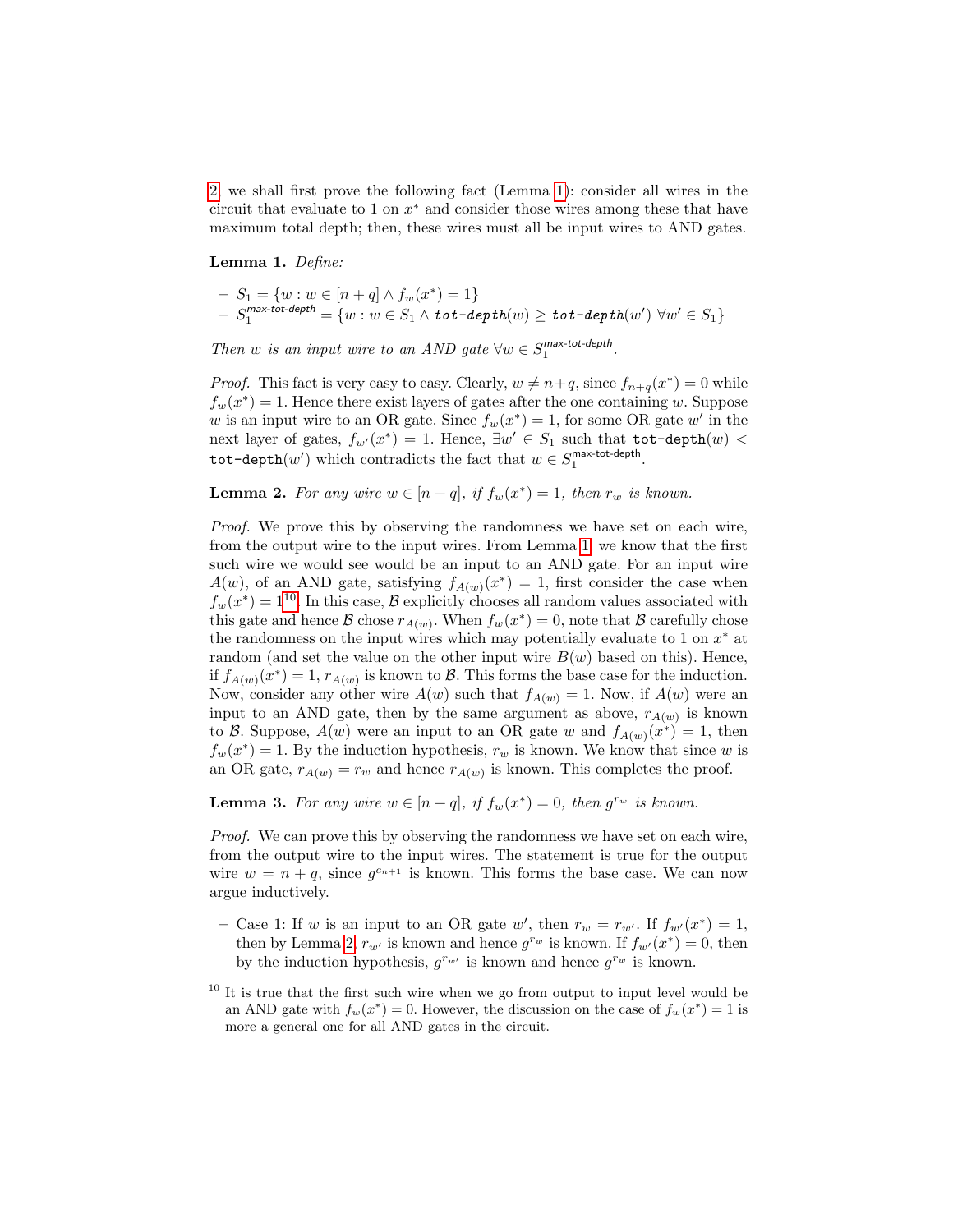2, we shall first prove the following fact (Lemma 1): consider all wires in the circuit that evaluate to 1 on $x^*$ and consider those wires among these that have maximum total depth; then, these wires must all be input wires to AND gates.

**Lemma 1.** *Define:*

- $S_1 = \{w : w \in [n+q] \wedge f_w(x^*) = 1\}$
- $S_1^{\textsf{max-tot-depth}} = \{w : w \in S_1 \wedge \texttt{tot-depth}(w) \geq \texttt{tot-depth}(w')\ \forall w' \in S_1\}$

*Then $w$ is an input wire to an AND gate $\forall w \in S_1^{\textsf{max-tot-depth}}$.*

*Proof.* This fact is very easy to easy. Clearly, $w \neq n+q$, since $f_{n+q}(x^*) = 0$ while $f_w(x^*) = 1$. Hence there exist layers of gates after the one containing $w$. Suppose $w$ is an input wire to an OR gate. Since $f_w(x^*) = 1$, for some OR gate $w'$ in the next layer of gates, $f_{w'}(x^*) = 1$. Hence, $\exists w' \in S_1$ such that $\texttt{tot-depth}(w) < \texttt{tot-depth}(w')$ which contradicts the fact that $w \in S_1^{\textsf{max-tot-depth}}$.

**Lemma 2.** *For any wire $w \in [n+q]$, if $f_w(x^*) = 1$, then $r_w$ is known.*

*Proof.* We prove this by observing the randomness we have set on each wire, from the output wire to the input wires. From Lemma 1, we know that the first such wire we would see would be an input to an AND gate. For an input wire $A(w)$, of an AND gate, satisfying $f_{A(w)}(x^*) = 1$, first consider the case when $f_w(x^*) = 1$[10]. In this case, $\mathcal{B}$ explicitly chooses all random values associated with this gate and hence $\mathcal{B}$ chose $r_{A(w)}$. When $f_w(x^*) = 0$, note that $\mathcal{B}$ carefully chose the randomness on the input wires which may potentially evaluate to 1 on $x^*$ at random (and set the value on the other input wire $B(w)$ based on this). Hence, if $f_{A(w)}(x^*) = 1$, $r_{A(w)}$ is known to $\mathcal{B}$. This forms the base case for the induction. Now, consider any other wire $A(w)$ such that $f_{A(w)} = 1$. Now, if $A(w)$ were an input to an AND gate, then by the same argument as above, $r_{A(w)}$ is known to $\mathcal{B}$. Suppose, $A(w)$ were an input to an OR gate $w$ and $f_{A(w)}(x^*) = 1$, then $f_w(x^*) = 1$. By the induction hypothesis, $r_w$ is known. We know that since $w$ is an OR gate, $r_{A(w)} = r_w$ and hence $r_{A(w)}$ is known. This completes the proof.

**Lemma 3.** *For any wire $w \in [n+q]$, if $f_w(x^*) = 0$, then $g^{r_w}$ is known.*

*Proof.* We can prove this by observing the randomness we have set on each wire, from the output wire to the input wires. The statement is true for the output wire $w = n+q$, since $g^{c_{n+1}}$ is known. This forms the base case. We can now argue inductively.

- Case 1: If $w$ is an input to an OR gate $w'$, then $r_w = r_{w'}$. If $f_{w'}(x^*) = 1$, then by Lemma 2, $r_{w'}$ is known and hence $g^{r_w}$ is known. If $f_{w'}(x^*) = 0$, then by the induction hypothesis, $g^{r_{w'}}$ is known and hence $g^{r_w}$ is known.

[10] It is true that the first such wire when we go from output to input level would be an AND gate with $f_w(x^*) = 0$. However, the discussion on the case of $f_w(x^*) = 1$ is more a general one for all AND gates in the circuit.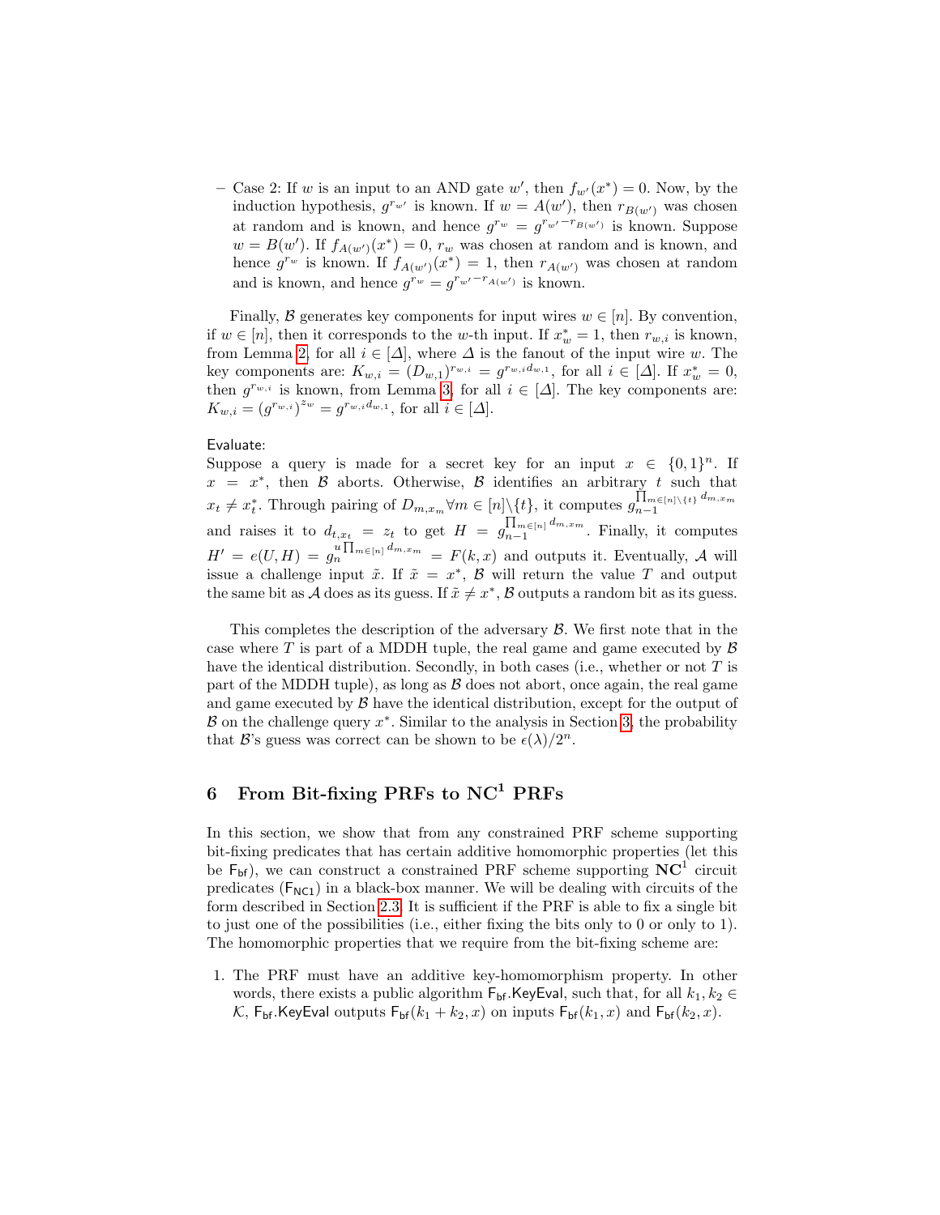– Case 2: If $w$ is an input to an AND gate $w'$, then $f_{w'}(x^*) = 0$. Now, by the induction hypothesis, $g^{r_{w'}}$ is known. If $w = A(w')$, then $r_{B(w')}$ was chosen at random and is known, and hence $g^{r_w} = g^{r_{w'} - r_{B(w')}}$ is known. Suppose $w = B(w')$. If $f_{A(w')}(x^*) = 0$, $r_w$ was chosen at random and is known, and hence $g^{r_w}$ is known. If $f_{A(w')}(x^*) = 1$, then $r_{A(w')}$ was chosen at random and is known, and hence $g^{r_w} = g^{r_{w'} - r_{A(w')}}$ is known.

Finally, $\mathcal{B}$ generates key components for input wires $w \in [n]$. By convention, if $w \in [n]$, then it corresponds to the $w$-th input. If $x^*_w = 1$, then $r_{w,i}$ is known, from Lemma 2, for all $i \in [\Delta]$, where $\Delta$ is the fanout of the input wire $w$. The key components are: $K_{w,i} = (D_{w,1})^{r_{w,i}} = g^{r_{w,i} d_{w,1}}$, for all $i \in [\Delta]$. If $x^*_w = 0$, then $g^{r_{w,i}}$ is known, from Lemma 3, for all $i \in [\Delta]$. The key components are: $K_{w,i} = (g^{r_{w,i}})^{z_w} = g^{r_{w,i} d_{w,1}}$, for all $i \in [\Delta]$.

Evaluate:
Suppose a query is made for a secret key for an input $x \in \{0,1\}^n$. If $x = x^*$, then $\mathcal{B}$ aborts. Otherwise, $\mathcal{B}$ identifies an arbitrary $t$ such that $x_t \neq x^*_t$. Through pairing of $D_{m,x_m} \forall m \in [n] \backslash \{t\}$, it computes $g_{n-1}^{\prod_{m \in [n] \backslash \{t\}} d_{m,x_m}}$ and raises it to $d_{t,x_t} = z_t$ to get $H = g_{n-1}^{\prod_{m \in [n]} d_{m,x_m}}$. Finally, it computes $H' = e(U, H) = g_n^{u \prod_{m \in [n]} d_{m,x_m}} = F(k, x)$ and outputs it. Eventually, $\mathcal{A}$ will issue a challenge input $\tilde{x}$. If $\tilde{x} = x^*$, $\mathcal{B}$ will return the value $T$ and output the same bit as $\mathcal{A}$ does as its guess. If $\tilde{x} \neq x^*$, $\mathcal{B}$ outputs a random bit as its guess.

This completes the description of the adversary $\mathcal{B}$. We first note that in the case where $T$ is part of a MDDH tuple, the real game and game executed by $\mathcal{B}$ have the identical distribution. Secondly, in both cases (i.e., whether or not $T$ is part of the MDDH tuple), as long as $\mathcal{B}$ does not abort, once again, the real game and game executed by $\mathcal{B}$ have the identical distribution, except for the output of $\mathcal{B}$ on the challenge query $x^*$. Similar to the analysis in Section 3, the probability that $\mathcal{B}$'s guess was correct can be shown to be $\epsilon(\lambda)/2^n$.

## 6 From Bit-fixing PRFs to $\mathbf{NC}^1$ PRFs

In this section, we show that from any constrained PRF scheme supporting bit-fixing predicates that has certain additive homomorphic properties (let this be $\mathsf{F_{bf}}$), we can construct a constrained PRF scheme supporting $\mathbf{NC}^1$ circuit predicates ($\mathsf{F_{NC1}}$) in a black-box manner. We will be dealing with circuits of the form described in Section 2.3. It is sufficient if the PRF is able to fix a single bit to just one of the possibilities (i.e., either fixing the bits only to 0 or only to 1). The homomorphic properties that we require from the bit-fixing scheme are:

1. The PRF must have an additive key-homomorphism property. In other words, there exists a public algorithm $\mathsf{F_{bf}.KeyEval}$, such that, for all $k_1, k_2 \in \mathcal{K}$, $\mathsf{F_{bf}.KeyEval}$ outputs $\mathsf{F_{bf}}(k_1 + k_2, x)$ on inputs $\mathsf{F_{bf}}(k_1, x)$ and $\mathsf{F_{bf}}(k_2, x)$.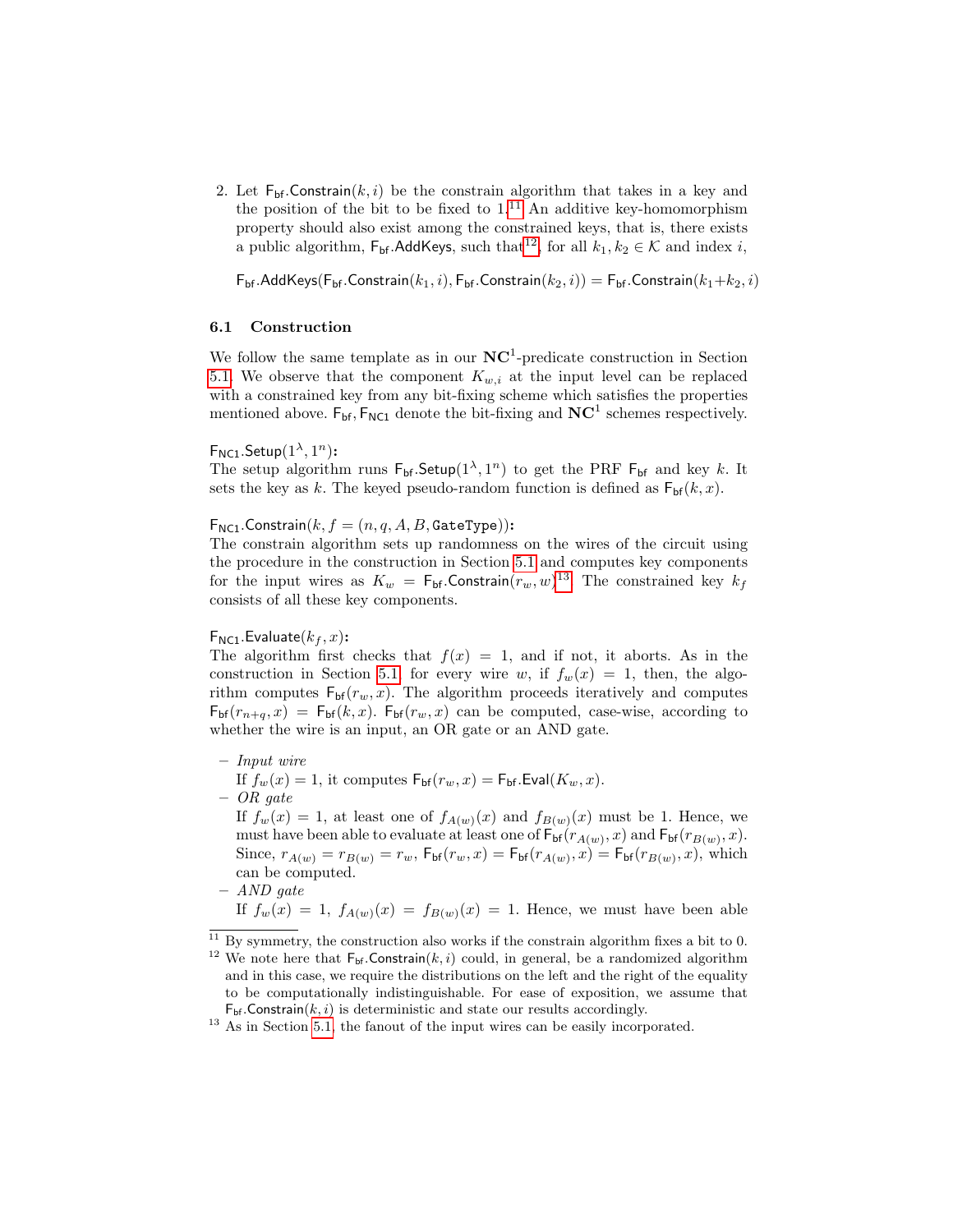2. Let $\mathsf{F_{bf}.Constrain}(k, i)$ be the constrain algorithm that takes in a key and the position of the bit to be fixed to 1.[11] An additive key-homomorphism property should also exist among the constrained keys, that is, there exists a public algorithm, $\mathsf{F_{bf}.AddKeys}$, such that[12], for all $k_1, k_2 \in \mathcal{K}$ and index $i$,

$$\mathsf{F_{bf}.AddKeys}(\mathsf{F_{bf}.Constrain}(k_1, i), \mathsf{F_{bf}.Constrain}(k_2, i)) = \mathsf{F_{bf}.Constrain}(k_1 + k_2, i)$$

### 6.1 Construction

We follow the same template as in our $\mathbf{NC}^1$-predicate construction in Section 5.1. We observe that the component $K_{w,i}$ at the input level can be replaced with a constrained key from any bit-fixing scheme which satisfies the properties mentioned above. $\mathsf{F_{bf}}, \mathsf{F_{NC1}}$ denote the bit-fixing and $\mathbf{NC}^1$ schemes respectively.

**$\mathsf{F_{NC1}.Setup}(1^\lambda, 1^n)$:**
The setup algorithm runs $\mathsf{F_{bf}.Setup}(1^\lambda, 1^n)$ to get the PRF $\mathsf{F_{bf}}$ and key $k$. It sets the key as $k$. The keyed pseudo-random function is defined as $\mathsf{F_{bf}}(k, x)$.

**$\mathsf{F_{NC1}.Constrain}(k, f = (n, q, A, B, \mathtt{GateType}))$:**
The constrain algorithm sets up randomness on the wires of the circuit using the procedure in the construction in Section 5.1 and computes key components for the input wires as $K_w = \mathsf{F_{bf}.Constrain}(r_w, w)$[13]. The constrained key $k_f$ consists of all these key components.

**$\mathsf{F_{NC1}.Evaluate}(k_f, x)$:**
The algorithm first checks that $f(x) = 1$, and if not, it aborts. As in the construction in Section 5.1, for every wire $w$, if $f_w(x) = 1$, then, the algorithm computes $\mathsf{F_{bf}}(r_w, x)$. The algorithm proceeds iteratively and computes $\mathsf{F_{bf}}(r_{n+q}, x) = \mathsf{F_{bf}}(k, x)$. $\mathsf{F_{bf}}(r_w, x)$ can be computed, case-wise, according to whether the wire is an input, an OR gate or an AND gate.

- *Input wire*
  If $f_w(x) = 1$, it computes $\mathsf{F_{bf}}(r_w, x) = \mathsf{F_{bf}.Eval}(K_w, x)$.
- *OR gate*
  If $f_w(x) = 1$, at least one of $f_{A(w)}(x)$ and $f_{B(w)}(x)$ must be 1. Hence, we must have been able to evaluate at least one of $\mathsf{F_{bf}}(r_{A(w)}, x)$ and $\mathsf{F_{bf}}(r_{B(w)}, x)$. Since, $r_{A(w)} = r_{B(w)} = r_w$, $\mathsf{F_{bf}}(r_w, x) = \mathsf{F_{bf}}(r_{A(w)}, x) = \mathsf{F_{bf}}(r_{B(w)}, x)$, which can be computed.
- *AND gate*
  If $f_w(x) = 1$, $f_{A(w)}(x) = f_{B(w)}(x) = 1$. Hence, we must have been able

---

[11] By symmetry, the construction also works if the constrain algorithm fixes a bit to 0.

[12] We note here that $\mathsf{F_{bf}.Constrain}(k, i)$ could, in general, be a randomized algorithm and in this case, we require the distributions on the left and the right of the equality to be computationally indistinguishable. For ease of exposition, we assume that $\mathsf{F_{bf}.Constrain}(k, i)$ is deterministic and state our results accordingly.

[13] As in Section 5.1, the fanout of the input wires can be easily incorporated.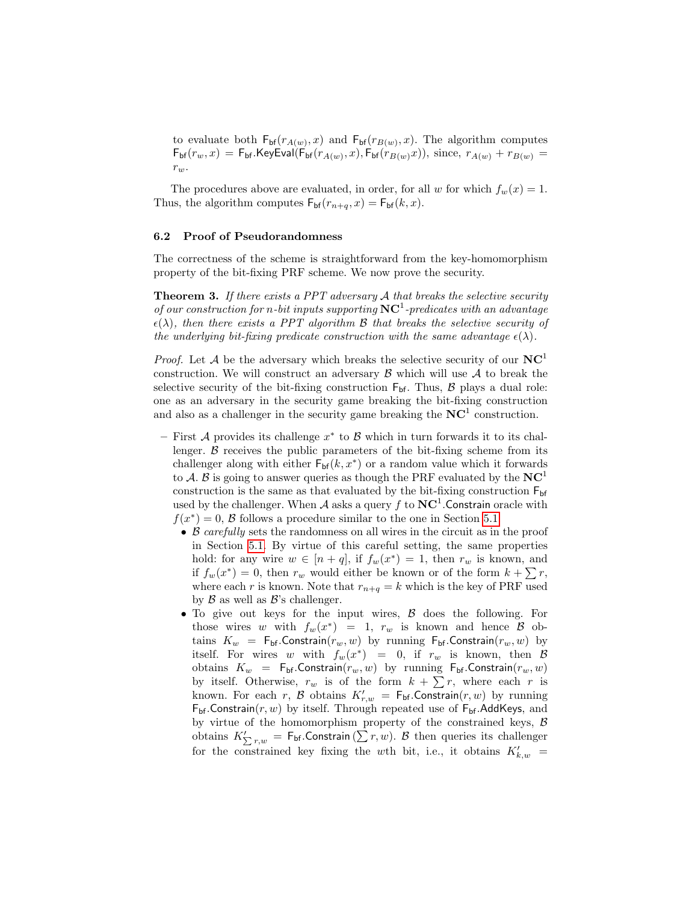to evaluate both $\mathsf{F_{bf}}(r_{A(w)}, x)$ and $\mathsf{F_{bf}}(r_{B(w)}, x)$. The algorithm computes $\mathsf{F_{bf}}(r_w, x) = \mathsf{F_{bf}}.\mathsf{KeyEval}(\mathsf{F_{bf}}(r_{A(w)}, x), \mathsf{F_{bf}}(r_{B(w)}x))$, since, $r_{A(w)} + r_{B(w)} = r_w$.

The procedures above are evaluated, in order, for all $w$ for which $f_w(x) = 1$. Thus, the algorithm computes $\mathsf{F_{bf}}(r_{n+q}, x) = \mathsf{F_{bf}}(k, x)$.

### 6.2 Proof of Pseudorandomness

The correctness of the scheme is straightforward from the key-homomorphism property of the bit-fixing PRF scheme. We now prove the security.

**Theorem 3.** *If there exists a PPT adversary $\mathcal{A}$ that breaks the selective security of our construction for $n$-bit inputs supporting $\mathbf{NC}^1$-predicates with an advantage $\epsilon(\lambda)$, then there exists a PPT algorithm $\mathcal{B}$ that breaks the selective security of the underlying bit-fixing predicate construction with the same advantage $\epsilon(\lambda)$.*

*Proof.* Let $\mathcal{A}$ be the adversary which breaks the selective security of our $\mathbf{NC}^1$ construction. We will construct an adversary $\mathcal{B}$ which will use $\mathcal{A}$ to break the selective security of the bit-fixing construction $\mathsf{F_{bf}}$. Thus, $\mathcal{B}$ plays a dual role: one as an adversary in the security game breaking the bit-fixing construction and also as a challenger in the security game breaking the $\mathbf{NC}^1$ construction.

- First $\mathcal{A}$ provides its challenge $x^*$ to $\mathcal{B}$ which in turn forwards it to its challenger. $\mathcal{B}$ receives the public parameters of the bit-fixing scheme from its challenger along with either $\mathsf{F_{bf}}(k, x^*)$ or a random value which it forwards to $\mathcal{A}$. $\mathcal{B}$ is going to answer queries as though the PRF evaluated by the $\mathbf{NC}^1$ construction is the same as that evaluated by the bit-fixing construction $\mathsf{F_{bf}}$ used by the challenger. When $\mathcal{A}$ asks a query $f$ to $\mathbf{NC}^1.\mathsf{Constrain}$ oracle with $f(x^*) = 0$, $\mathcal{B}$ follows a procedure similar to the one in Section 5.1.
  - $\mathcal{B}$ *carefully* sets the randomness on all wires in the circuit as in the proof in Section 5.1. By virtue of this careful setting, the same properties hold: for any wire $w \in [n + q]$, if $f_w(x^*) = 1$, then $r_w$ is known, and if $f_w(x^*) = 0$, then $r_w$ would either be known or of the form $k + \sum r$, where each $r$ is known. Note that $r_{n+q} = k$ which is the key of PRF used by $\mathcal{B}$ as well as $\mathcal{B}$'s challenger.
  - To give out keys for the input wires, $\mathcal{B}$ does the following. For those wires $w$ with $f_w(x^*) = 1$, $r_w$ is known and hence $\mathcal{B}$ obtains $K_w = \mathsf{F_{bf}}.\mathsf{Constrain}(r_w, w)$ by running $\mathsf{F_{bf}}.\mathsf{Constrain}(r_w, w)$ by itself. For wires $w$ with $f_w(x^*) = 0$, if $r_w$ is known, then $\mathcal{B}$ obtains $K_w = \mathsf{F_{bf}}.\mathsf{Constrain}(r_w, w)$ by running $\mathsf{F_{bf}}.\mathsf{Constrain}(r_w, w)$ by itself. Otherwise, $r_w$ is of the form $k + \sum r$, where each $r$ is known. For each $r$, $\mathcal{B}$ obtains $K'_{r,w} = \mathsf{F_{bf}}.\mathsf{Constrain}(r, w)$ by running $\mathsf{F_{bf}}.\mathsf{Constrain}(r, w)$ by itself. Through repeated use of $\mathsf{F_{bf}}.\mathsf{AddKeys}$, and by virtue of the homomorphism property of the constrained keys, $\mathcal{B}$ obtains $K'_{\sum r,w} = \mathsf{F_{bf}}.\mathsf{Constrain}\,(\sum r, w)$. $\mathcal{B}$ then queries its challenger for the constrained key fixing the $w$th bit, i.e., it obtains $K'_{k,w} =$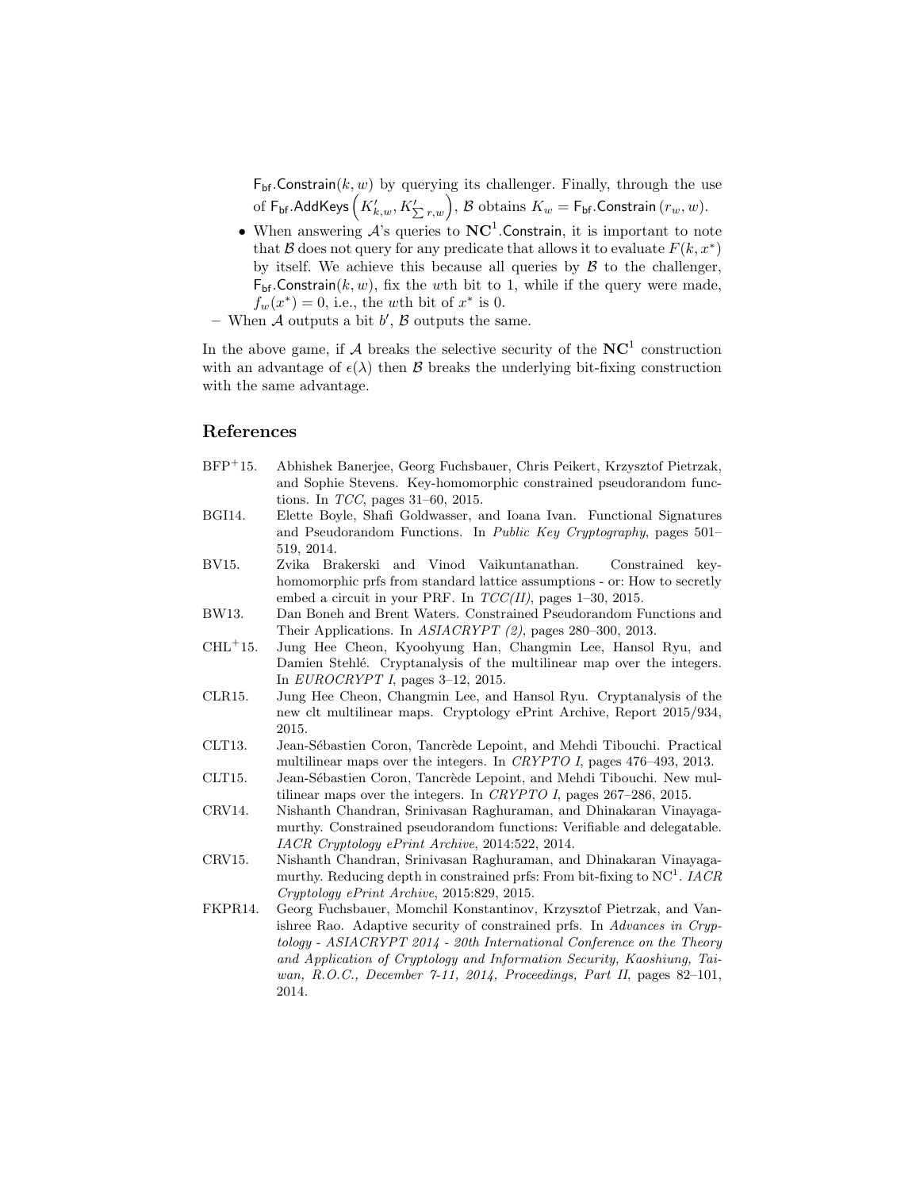$\mathsf{F_{bf}}.\mathsf{Constrain}(k, w)$ by querying its challenger. Finally, through the use of $\mathsf{F_{bf}}.\mathsf{AddKeys}\left(K'_{k,w}, K'_{\sum r,w}\right)$, $\mathcal{B}$ obtains $K_w = \mathsf{F_{bf}}.\mathsf{Constrain}\left(r_w, w\right)$.

- When answering $\mathcal{A}$'s queries to $\mathbf{NC}^1.\mathsf{Constrain}$, it is important to note that $\mathcal{B}$ does not query for any predicate that allows it to evaluate $F(k, x^*)$ by itself. We achieve this because all queries by $\mathcal{B}$ to the challenger, $\mathsf{F_{bf}}.\mathsf{Constrain}(k, w)$, fix the $w$th bit to 1, while if the query were made, $f_w(x^*) = 0$, i.e., the $w$th bit of $x^*$ is 0.

– When $\mathcal{A}$ outputs a bit $b'$, $\mathcal{B}$ outputs the same.

In the above game, if $\mathcal{A}$ breaks the selective security of the $\mathbf{NC}^1$ construction with an advantage of $\epsilon(\lambda)$ then $\mathcal{B}$ breaks the underlying bit-fixing construction with the same advantage.

## References

BFP+15. Abhishek Banerjee, Georg Fuchsbauer, Chris Peikert, Krzysztof Pietrzak, and Sophie Stevens. Key-homomorphic constrained pseudorandom functions. In *TCC*, pages 31–60, 2015.

BGI14. Elette Boyle, Shafi Goldwasser, and Ioana Ivan. Functional Signatures and Pseudorandom Functions. In *Public Key Cryptography*, pages 501–519, 2014.

BV15. Zvika Brakerski and Vinod Vaikuntanathan. Constrained key-homomorphic prfs from standard lattice assumptions - or: How to secretly embed a circuit in your PRF. In *TCC(II)*, pages 1–30, 2015.

BW13. Dan Boneh and Brent Waters. Constrained Pseudorandom Functions and Their Applications. In *ASIACRYPT (2)*, pages 280–300, 2013.

CHL+15. Jung Hee Cheon, Kyoohyung Han, Changmin Lee, Hansol Ryu, and Damien Stehlé. Cryptanalysis of the multilinear map over the integers. In *EUROCRYPT I*, pages 3–12, 2015.

CLR15. Jung Hee Cheon, Changmin Lee, and Hansol Ryu. Cryptanalysis of the new clt multilinear maps. Cryptology ePrint Archive, Report 2015/934, 2015.

CLT13. Jean-Sébastien Coron, Tancrède Lepoint, and Mehdi Tibouchi. Practical multilinear maps over the integers. In *CRYPTO I*, pages 476–493, 2013.

CLT15. Jean-Sébastien Coron, Tancrède Lepoint, and Mehdi Tibouchi. New multilinear maps over the integers. In *CRYPTO I*, pages 267–286, 2015.

CRV14. Nishanth Chandran, Srinivasan Raghuraman, and Dhinakaran Vinayagamurthy. Constrained pseudorandom functions: Verifiable and delegatable. *IACR Cryptology ePrint Archive*, 2014:522, 2014.

CRV15. Nishanth Chandran, Srinivasan Raghuraman, and Dhinakaran Vinayagamurthy. Reducing depth in constrained prfs: From bit-fixing to $\mathrm{NC}^1$. *IACR Cryptology ePrint Archive*, 2015:829, 2015.

FKPR14. Georg Fuchsbauer, Momchil Konstantinov, Krzysztof Pietrzak, and Vanishree Rao. Adaptive security of constrained prfs. In *Advances in Cryptology - ASIACRYPT 2014 - 20th International Conference on the Theory and Application of Cryptology and Information Security, Kaoshiung, Taiwan, R.O.C., December 7-11, 2014, Proceedings, Part II*, pages 82–101, 2014.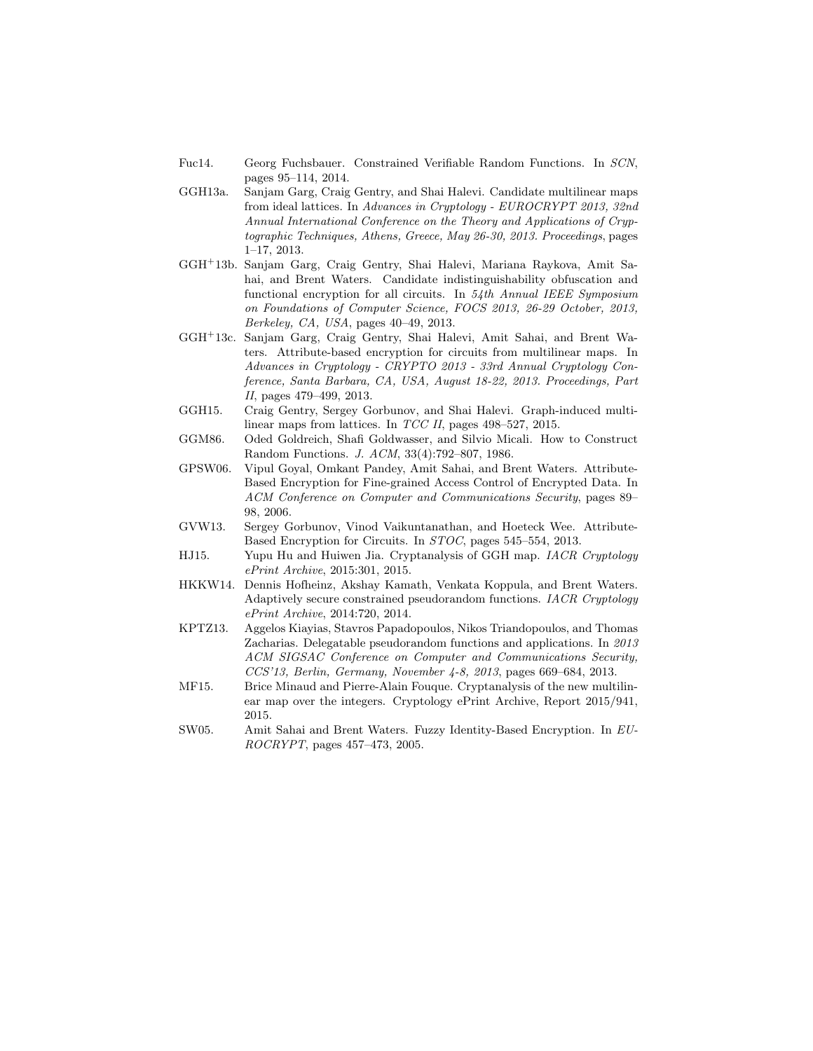Fuc14. Georg Fuchsbauer. Constrained Verifiable Random Functions. In *SCN*, pages 95–114, 2014.

GGH13a. Sanjam Garg, Craig Gentry, and Shai Halevi. Candidate multilinear maps from ideal lattices. In *Advances in Cryptology - EUROCRYPT 2013, 32nd Annual International Conference on the Theory and Applications of Cryptographic Techniques, Athens, Greece, May 26-30, 2013. Proceedings*, pages 1–17, 2013.

GGH$^+$13b. Sanjam Garg, Craig Gentry, Shai Halevi, Mariana Raykova, Amit Sahai, and Brent Waters. Candidate indistinguishability obfuscation and functional encryption for all circuits. In *54th Annual IEEE Symposium on Foundations of Computer Science, FOCS 2013, 26-29 October, 2013, Berkeley, CA, USA*, pages 40–49, 2013.

GGH$^+$13c. Sanjam Garg, Craig Gentry, Shai Halevi, Amit Sahai, and Brent Waters. Attribute-based encryption for circuits from multilinear maps. In *Advances in Cryptology - CRYPTO 2013 - 33rd Annual Cryptology Conference, Santa Barbara, CA, USA, August 18-22, 2013. Proceedings, Part II*, pages 479–499, 2013.

GGH15. Craig Gentry, Sergey Gorbunov, and Shai Halevi. Graph-induced multilinear maps from lattices. In *TCC II*, pages 498–527, 2015.

GGM86. Oded Goldreich, Shafi Goldwasser, and Silvio Micali. How to Construct Random Functions. *J. ACM*, 33(4):792–807, 1986.

GPSW06. Vipul Goyal, Omkant Pandey, Amit Sahai, and Brent Waters. Attribute-Based Encryption for Fine-grained Access Control of Encrypted Data. In *ACM Conference on Computer and Communications Security*, pages 89–98, 2006.

GVW13. Sergey Gorbunov, Vinod Vaikuntanathan, and Hoeteck Wee. Attribute-Based Encryption for Circuits. In *STOC*, pages 545–554, 2013.

HJ15. Yupu Hu and Huiwen Jia. Cryptanalysis of GGH map. *IACR Cryptology ePrint Archive*, 2015:301, 2015.

HKKW14. Dennis Hofheinz, Akshay Kamath, Venkata Koppula, and Brent Waters. Adaptively secure constrained pseudorandom functions. *IACR Cryptology ePrint Archive*, 2014:720, 2014.

KPTZ13. Aggelos Kiayias, Stavros Papadopoulos, Nikos Triandopoulos, and Thomas Zacharias. Delegatable pseudorandom functions and applications. In *2013 ACM SIGSAC Conference on Computer and Communications Security, CCS'13, Berlin, Germany, November 4-8, 2013*, pages 669–684, 2013.

MF15. Brice Minaud and Pierre-Alain Fouque. Cryptanalysis of the new multilinear map over the integers. Cryptology ePrint Archive, Report 2015/941, 2015.

SW05. Amit Sahai and Brent Waters. Fuzzy Identity-Based Encryption. In *EUROCRYPT*, pages 457–473, 2005.